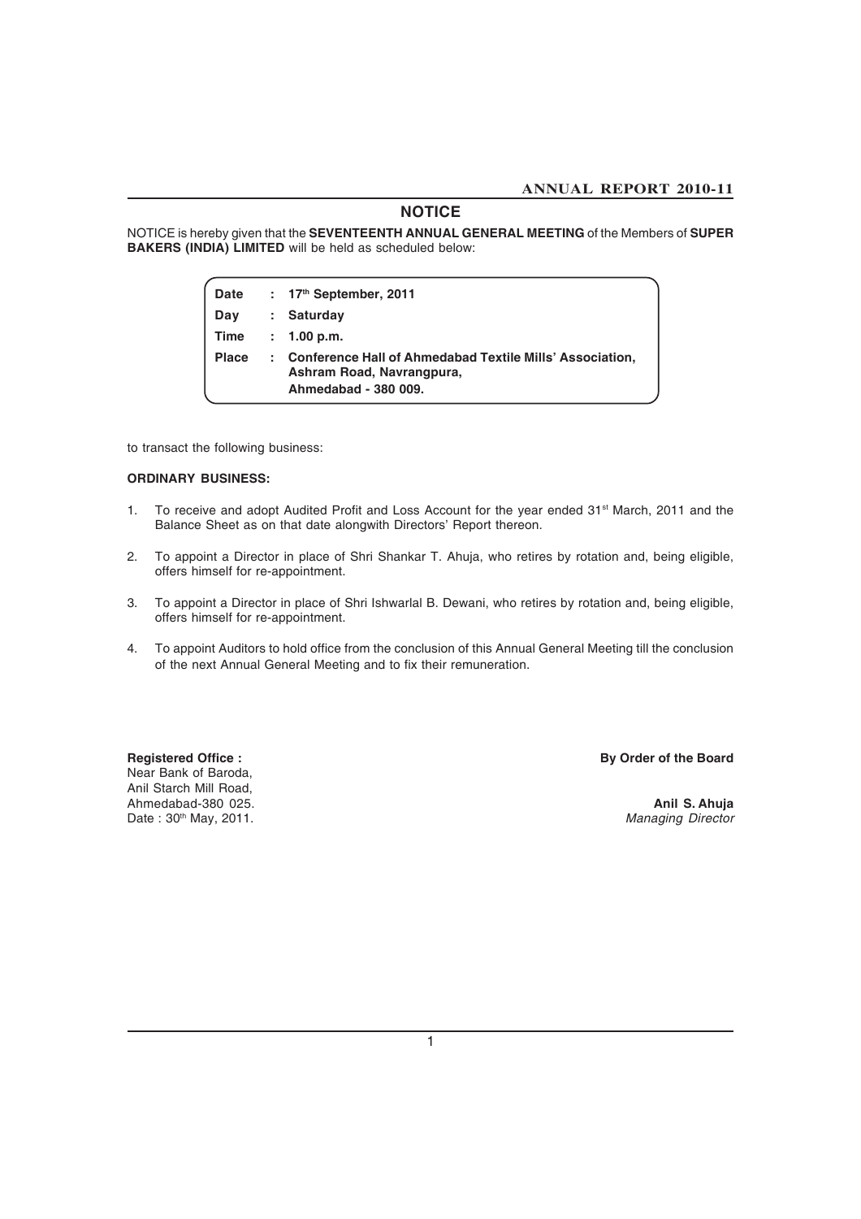# NOTICE

NOTICE is hereby given that the **SEVENTEENTH ANNUAL GENERAL MEETING** of the Members of **SUPER BAKERS (INDIA) LIMITED** will be held as scheduled below:

| | | |
|---|---|---|
| **Date** | : | **17th September, 2011** |
| **Day** | : | **Saturday** |
| **Time** | : | **1.00 p.m.** |
| **Place** | : | **Conference Hall of Ahmedabad Textile Mills' Association, Ashram Road, Navrangpura, Ahmedabad - 380 009.** |

to transact the following business:

**ORDINARY BUSINESS:**

1. To receive and adopt Audited Profit and Loss Account for the year ended 31st March, 2011 and the Balance Sheet as on that date alongwith Directors' Report thereon.

2. To appoint a Director in place of Shri Shankar T. Ahuja, who retires by rotation and, being eligible, offers himself for re-appointment.

3. To appoint a Director in place of Shri Ishwarlal B. Dewani, who retires by rotation and, being eligible, offers himself for re-appointment.

4. To appoint Auditors to hold office from the conclusion of this Annual General Meeting till the conclusion of the next Annual General Meeting and to fix their remuneration.

**Registered Office :**
Near Bank of Baroda,
Anil Starch Mill Road,
Ahmedabad-380 025.
Date : 30th May, 2011.

**By Order of the Board**

**Anil S. Ahuja**
*Managing Director*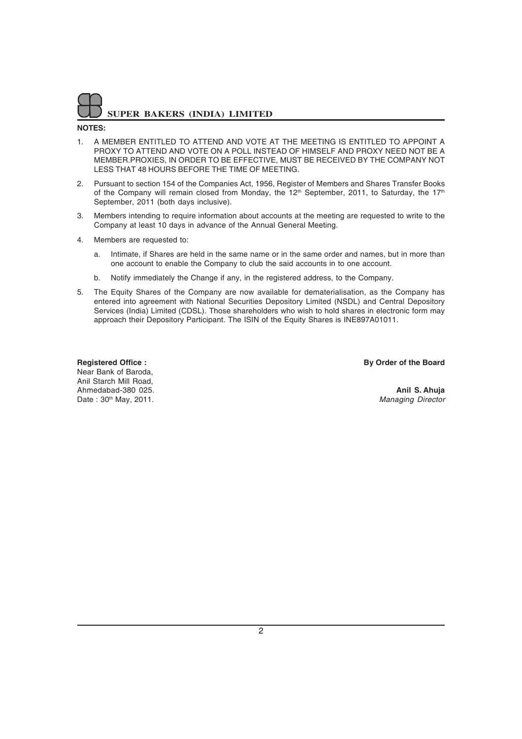**NOTES:**

1. A MEMBER ENTITLED TO ATTEND AND VOTE AT THE MEETING IS ENTITLED TO APPOINT A PROXY TO ATTEND AND VOTE ON A POLL INSTEAD OF HIMSELF AND PROXY NEED NOT BE A MEMBER.PROXIES, IN ORDER TO BE EFFECTIVE, MUST BE RECEIVED BY THE COMPANY NOT LESS THAT 48 HOURS BEFORE THE TIME OF MEETING.

2. Pursuant to section 154 of the Companies Act, 1956, Register of Members and Shares Transfer Books of the Company will remain closed from Monday, the 12th September, 2011, to Saturday, the 17th September, 2011 (both days inclusive).

3. Members intending to require information about accounts at the meeting are requested to write to the Company at least 10 days in advance of the Annual General Meeting.

4. Members are requested to:

   a. Intimate, if Shares are held in the same name or in the same order and names, but in more than one account to enable the Company to club the said accounts in to one account.

   b. Notify immediately the Change if any, in the registered address, to the Company.

5. The Equity Shares of the Company are now available for dematerialisation, as the Company has entered into agreement with National Securities Depository Limited (NSDL) and Central Depository Services (India) Limited (CDSL). Those shareholders who wish to hold shares in electronic form may approach their Depository Participant. The ISIN of the Equity Shares is INE897A01011.

**Registered Office :**
Near Bank of Baroda,
Anil Starch Mill Road,
Ahmedabad-380 025.
Date : 30th May, 2011.

**By Order of the Board**

**Anil S. Ahuja**
*Managing Director*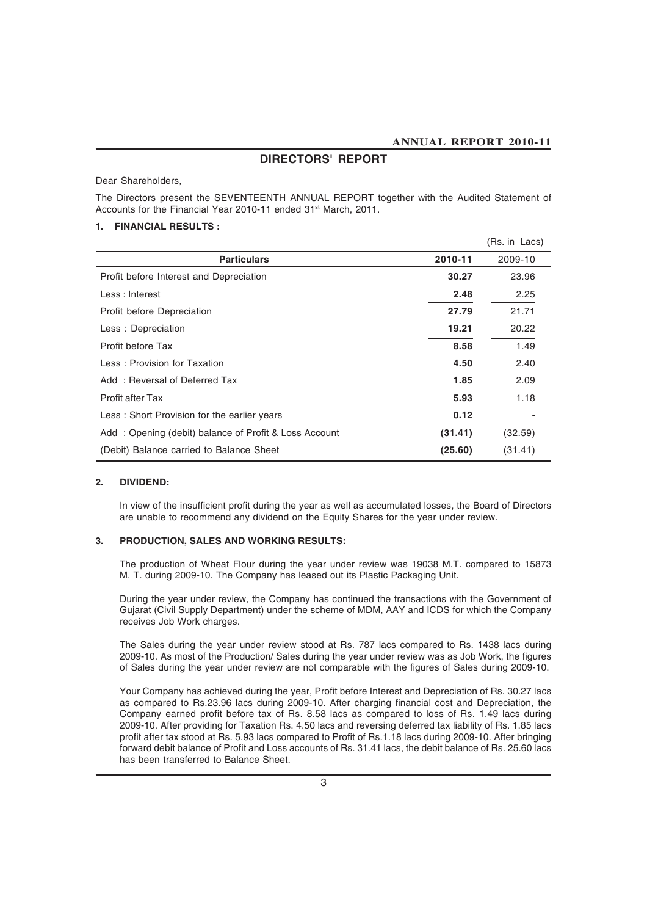# DIRECTORS' REPORT

Dear Shareholders,

The Directors present the SEVENTEENTH ANNUAL REPORT together with the Audited Statement of Accounts for the Financial Year 2010-11 ended 31st March, 2011.

## 1. FINANCIAL RESULTS :

(Rs. in Lacs)

| Particulars | 2010-11 | 2009-10 |
|---|---|---|
| Profit before Interest and Depreciation | **30.27** | 23.96 |
| Less : Interest | **2.48** | 2.25 |
| Profit before Depreciation | **27.79** | 21.71 |
| Less : Depreciation | **19.21** | 20.22 |
| Profit before Tax | **8.58** | 1.49 |
| Less : Provision for Taxation | **4.50** | 2.40 |
| Add : Reversal of Deferred Tax | **1.85** | 2.09 |
| Profit after Tax | **5.93** | 1.18 |
| Less : Short Provision for the earlier years | **0.12** | - |
| Add : Opening (debit) balance of Profit & Loss Account | **(31.41)** | (32.59) |
| (Debit) Balance carried to Balance Sheet | **(25.60)** | (31.41) |

## 2. DIVIDEND:

In view of the insufficient profit during the year as well as accumulated losses, the Board of Directors are unable to recommend any dividend on the Equity Shares for the year under review.

## 3. PRODUCTION, SALES AND WORKING RESULTS:

The production of Wheat Flour during the year under review was 19038 M.T. compared to 15873 M. T. during 2009-10. The Company has leased out its Plastic Packaging Unit.

During the year under review, the Company has continued the transactions with the Government of Gujarat (Civil Supply Department) under the scheme of MDM, AAY and ICDS for which the Company receives Job Work charges.

The Sales during the year under review stood at Rs. 787 lacs compared to Rs. 1438 lacs during 2009-10. As most of the Production/ Sales during the year under review was as Job Work, the figures of Sales during the year under review are not comparable with the figures of Sales during 2009-10.

Your Company has achieved during the year, Profit before Interest and Depreciation of Rs. 30.27 lacs as compared to Rs.23.96 lacs during 2009-10. After charging financial cost and Depreciation, the Company earned profit before tax of Rs. 8.58 lacs as compared to loss of Rs. 1.49 lacs during 2009-10. After providing for Taxation Rs. 4.50 lacs and reversing deferred tax liability of Rs. 1.85 lacs profit after tax stood at Rs. 5.93 lacs compared to Profit of Rs.1.18 lacs during 2009-10. After bringing forward debit balance of Profit and Loss accounts of Rs. 31.41 lacs, the debit balance of Rs. 25.60 lacs has been transferred to Balance Sheet.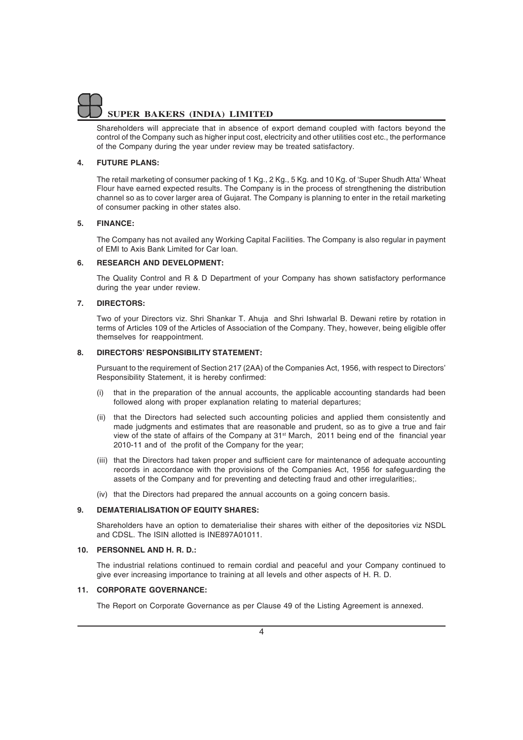Shareholders will appreciate that in absence of export demand coupled with factors beyond the control of the Company such as higher input cost, electricity and other utilities cost etc., the performance of the Company during the year under review may be treated satisfactory.

**4. FUTURE PLANS:**

The retail marketing of consumer packing of 1 Kg., 2 Kg., 5 Kg. and 10 Kg. of 'Super Shudh Atta' Wheat Flour have earned expected results. The Company is in the process of strengthening the distribution channel so as to cover larger area of Gujarat. The Company is planning to enter in the retail marketing of consumer packing in other states also.

**5. FINANCE:**

The Company has not availed any Working Capital Facilities. The Company is also regular in payment of EMI to Axis Bank Limited for Car loan.

**6. RESEARCH AND DEVELOPMENT:**

The Quality Control and R & D Department of your Company has shown satisfactory performance during the year under review.

**7. DIRECTORS:**

Two of your Directors viz. Shri Shankar T. Ahuja and Shri Ishwarlal B. Dewani retire by rotation in terms of Articles 109 of the Articles of Association of the Company. They, however, being eligible offer themselves for reappointment.

**8. DIRECTORS' RESPONSIBILITY STATEMENT:**

Pursuant to the requirement of Section 217 (2AA) of the Companies Act, 1956, with respect to Directors' Responsibility Statement, it is hereby confirmed:

(i) that in the preparation of the annual accounts, the applicable accounting standards had been followed along with proper explanation relating to material departures;

(ii) that the Directors had selected such accounting policies and applied them consistently and made judgments and estimates that are reasonable and prudent, so as to give a true and fair view of the state of affairs of the Company at 31st March, 2011 being end of the financial year 2010-11 and of the profit of the Company for the year;

(iii) that the Directors had taken proper and sufficient care for maintenance of adequate accounting records in accordance with the provisions of the Companies Act, 1956 for safeguarding the assets of the Company and for preventing and detecting fraud and other irregularities;.

(iv) that the Directors had prepared the annual accounts on a going concern basis.

**9. DEMATERIALISATION OF EQUITY SHARES:**

Shareholders have an option to dematerialise their shares with either of the depositories viz NSDL and CDSL. The ISIN allotted is INE897A01011.

**10. PERSONNEL AND H. R. D.:**

The industrial relations continued to remain cordial and peaceful and your Company continued to give ever increasing importance to training at all levels and other aspects of H. R. D.

**11. CORPORATE GOVERNANCE:**

The Report on Corporate Governance as per Clause 49 of the Listing Agreement is annexed.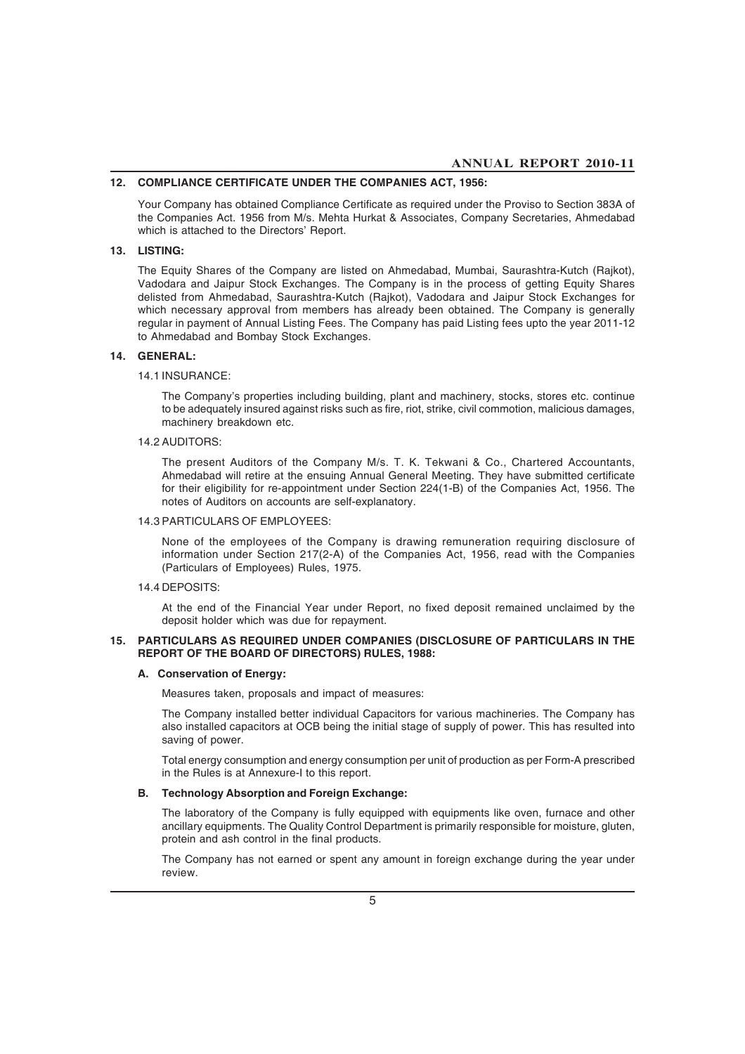## 12. COMPLIANCE CERTIFICATE UNDER THE COMPANIES ACT, 1956:

Your Company has obtained Compliance Certificate as required under the Proviso to Section 383A of the Companies Act. 1956 from M/s. Mehta Hurkat & Associates, Company Secretaries, Ahmedabad which is attached to the Directors' Report.

## 13. LISTING:

The Equity Shares of the Company are listed on Ahmedabad, Mumbai, Saurashtra-Kutch (Rajkot), Vadodara and Jaipur Stock Exchanges. The Company is in the process of getting Equity Shares delisted from Ahmedabad, Saurashtra-Kutch (Rajkot), Vadodara and Jaipur Stock Exchanges for which necessary approval from members has already been obtained. The Company is generally regular in payment of Annual Listing Fees. The Company has paid Listing fees upto the year 2011-12 to Ahmedabad and Bombay Stock Exchanges.

## 14. GENERAL:

### 14.1 INSURANCE:

The Company's properties including building, plant and machinery, stocks, stores etc. continue to be adequately insured against risks such as fire, riot, strike, civil commotion, malicious damages, machinery breakdown etc.

### 14.2 AUDITORS:

The present Auditors of the Company M/s. T. K. Tekwani & Co., Chartered Accountants, Ahmedabad will retire at the ensuing Annual General Meeting. They have submitted certificate for their eligibility for re-appointment under Section 224(1-B) of the Companies Act, 1956. The notes of Auditors on accounts are self-explanatory.

### 14.3 PARTICULARS OF EMPLOYEES:

None of the employees of the Company is drawing remuneration requiring disclosure of information under Section 217(2-A) of the Companies Act, 1956, read with the Companies (Particulars of Employees) Rules, 1975.

### 14.4 DEPOSITS:

At the end of the Financial Year under Report, no fixed deposit remained unclaimed by the deposit holder which was due for repayment.

## 15. PARTICULARS AS REQUIRED UNDER COMPANIES (DISCLOSURE OF PARTICULARS IN THE REPORT OF THE BOARD OF DIRECTORS) RULES, 1988:

### A. Conservation of Energy:

Measures taken, proposals and impact of measures:

The Company installed better individual Capacitors for various machineries. The Company has also installed capacitors at OCB being the initial stage of supply of power. This has resulted into saving of power.

Total energy consumption and energy consumption per unit of production as per Form-A prescribed in the Rules is at Annexure-I to this report.

### B. Technology Absorption and Foreign Exchange:

The laboratory of the Company is fully equipped with equipments like oven, furnace and other ancillary equipments. The Quality Control Department is primarily responsible for moisture, gluten, protein and ash control in the final products.

The Company has not earned or spent any amount in foreign exchange during the year under review.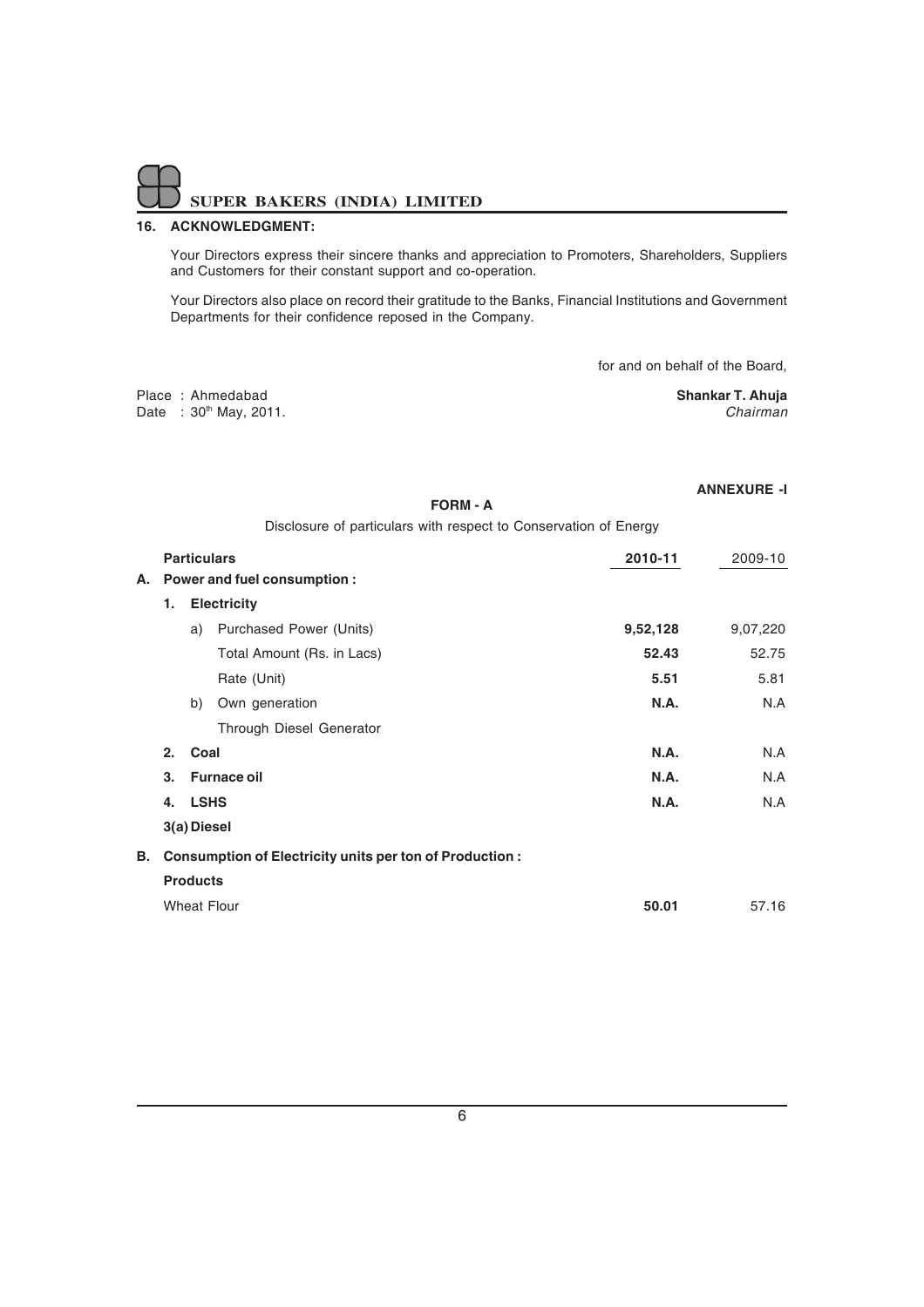## 16. ACKNOWLEDGMENT:

Your Directors express their sincere thanks and appreciation to Promoters, Shareholders, Suppliers and Customers for their constant support and co-operation.

Your Directors also place on record their gratitude to the Banks, Financial Institutions and Government Departments for their confidence reposed in the Company.

for and on behalf of the Board,

Place : Ahmedabad
Date : 30th May, 2011.

**Shankar T. Ahuja**
*Chairman*

**ANNEXURE -I**

**FORM - A**

Disclosure of particulars with respect to Conservation of Energy

| **Particulars** | **2010-11** | 2009-10 |
|---|---|---|
| **A. Power and fuel consumption :** | | |
| **1. Electricity** | | |
| a) Purchased Power (Units) | **9,52,128** | 9,07,220 |
| Total Amount (Rs. in Lacs) | **52.43** | 52.75 |
| Rate (Unit) | **5.51** | 5.81 |
| b) Own generation | **N.A.** | N.A |
| Through Diesel Generator | | |
| **2. Coal** | **N.A.** | N.A |
| **3. Furnace oil** | **N.A.** | N.A |
| **4. LSHS** | **N.A.** | N.A |
| **3(a) Diesel** | | |
| **B. Consumption of Electricity units per ton of Production :** | | |
| **Products** | | |
| Wheat Flour | **50.01** | 57.16 |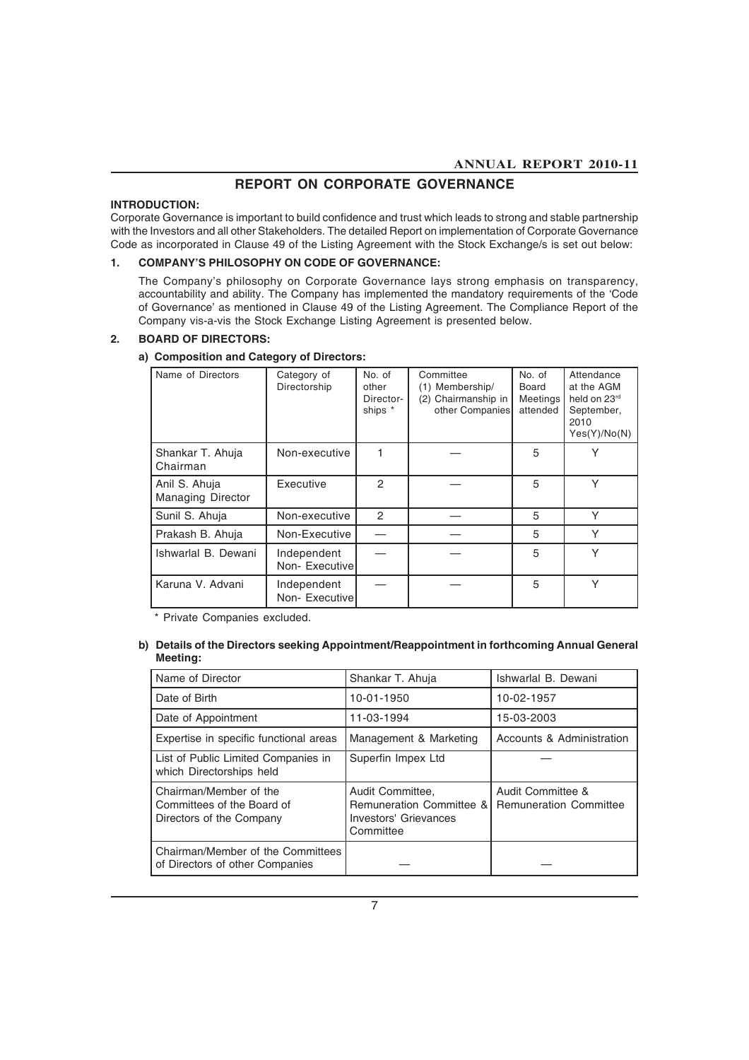# REPORT ON CORPORATE GOVERNANCE

**INTRODUCTION:**

Corporate Governance is important to build confidence and trust which leads to strong and stable partnership with the Investors and all other Stakeholders. The detailed Report on implementation of Corporate Governance Code as incorporated in Clause 49 of the Listing Agreement with the Stock Exchange/s is set out below:

## 1. COMPANY'S PHILOSOPHY ON CODE OF GOVERNANCE:

The Company's philosophy on Corporate Governance lays strong emphasis on transparency, accountability and ability. The Company has implemented the mandatory requirements of the 'Code of Governance' as mentioned in Clause 49 of the Listing Agreement. The Compliance Report of the Company vis-a-vis the Stock Exchange Listing Agreement is presented below.

## 2. BOARD OF DIRECTORS:

### a) Composition and Category of Directors:

| Name of Directors | Category of Directorship | No. of other Director-ships * | Committee (1) Membership/ (2) Chairmanship in other Companies | No. of Board Meetings attended | Attendance at the AGM held on 23rd September, 2010 Yes(Y)/No(N) |
|---|---|---|---|---|---|
| Shankar T. Ahuja Chairman | Non-executive | 1 | — | 5 | Y |
| Anil S. Ahuja Managing Director | Executive | 2 | — | 5 | Y |
| Sunil S. Ahuja | Non-executive | 2 | — | 5 | Y |
| Prakash B. Ahuja | Non-Executive | — | — | 5 | Y |
| Ishwarlal B. Dewani | Independent Non- Executive | — | — | 5 | Y |
| Karuna V. Advani | Independent Non- Executive | — | — | 5 | Y |

\* Private Companies excluded.

### b) Details of the Directors seeking Appointment/Reappointment in forthcoming Annual General Meeting:

| Name of Director | Shankar T. Ahuja | Ishwarlal B. Dewani |
|---|---|---|
| Date of Birth | 10-01-1950 | 10-02-1957 |
| Date of Appointment | 11-03-1994 | 15-03-2003 |
| Expertise in specific functional areas | Management & Marketing | Accounts & Administration |
| List of Public Limited Companies in which Directorships held | Superfin Impex Ltd | — |
| Chairman/Member of the Committees of the Board of Directors of the Company | Audit Committee, Remuneration Committee & Investors' Grievances Committee | Audit Committee & Remuneration Committee |
| Chairman/Member of the Committees of Directors of other Companies | — | — |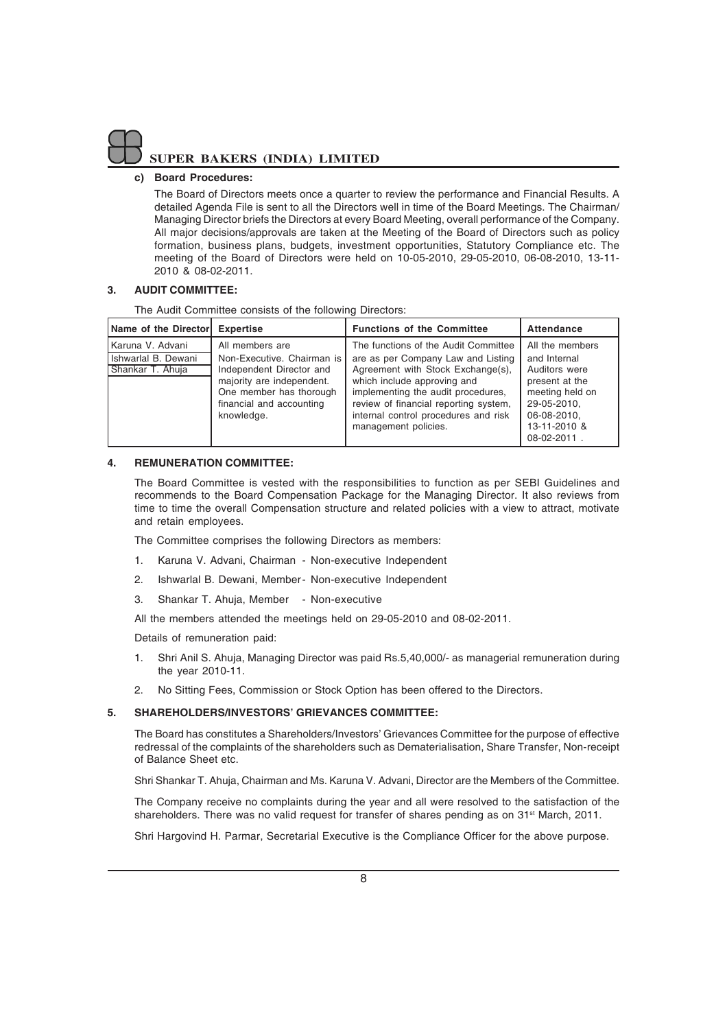### c) Board Procedures:

The Board of Directors meets once a quarter to review the performance and Financial Results. A detailed Agenda File is sent to all the Directors well in time of the Board Meetings. The Chairman/ Managing Director briefs the Directors at every Board Meeting, overall performance of the Company. All major decisions/approvals are taken at the Meeting of the Board of Directors such as policy formation, business plans, budgets, investment opportunities, Statutory Compliance etc. The meeting of the Board of Directors were held on 10-05-2010, 29-05-2010, 06-08-2010, 13-11-2010 & 08-02-2011.

## 3. AUDIT COMMITTEE:

The Audit Committee consists of the following Directors:

| Name of the Director | Expertise | Functions of the Committee | Attendance |
|---|---|---|---|
| Karuna V. Advani<br>Ishwarlal B. Dewani<br>Shankar T. Ahuja | All members are Non-Executive. Chairman is Independent Director and majority are independent. One member has thorough financial and accounting knowledge. | The functions of the Audit Committee are as per Company Law and Listing Agreement with Stock Exchange(s), which include approving and implementing the audit procedures, review of financial reporting system, internal control procedures and risk management policies. | All the members and Internal Auditors were present at the meeting held on 29-05-2010, 06-08-2010, 13-11-2010 & 08-02-2011 . |

## 4. REMUNERATION COMMITTEE:

The Board Committee is vested with the responsibilities to function as per SEBI Guidelines and recommends to the Board Compensation Package for the Managing Director. It also reviews from time to time the overall Compensation structure and related policies with a view to attract, motivate and retain employees.

The Committee comprises the following Directors as members:

1. Karuna V. Advani, Chairman - Non-executive Independent
2. Ishwarlal B. Dewani, Member - Non-executive Independent
3. Shankar T. Ahuja, Member - Non-executive

All the members attended the meetings held on 29-05-2010 and 08-02-2011.

Details of remuneration paid:

1. Shri Anil S. Ahuja, Managing Director was paid Rs.5,40,000/- as managerial remuneration during the year 2010-11.
2. No Sitting Fees, Commission or Stock Option has been offered to the Directors.

## 5. SHAREHOLDERS/INVESTORS' GRIEVANCES COMMITTEE:

The Board has constitutes a Shareholders/Investors' Grievances Committee for the purpose of effective redressal of the complaints of the shareholders such as Dematerialisation, Share Transfer, Non-receipt of Balance Sheet etc.

Shri Shankar T. Ahuja, Chairman and Ms. Karuna V. Advani, Director are the Members of the Committee.

The Company receive no complaints during the year and all were resolved to the satisfaction of the shareholders. There was no valid request for transfer of shares pending as on 31st March, 2011.

Shri Hargovind H. Parmar, Secretarial Executive is the Compliance Officer for the above purpose.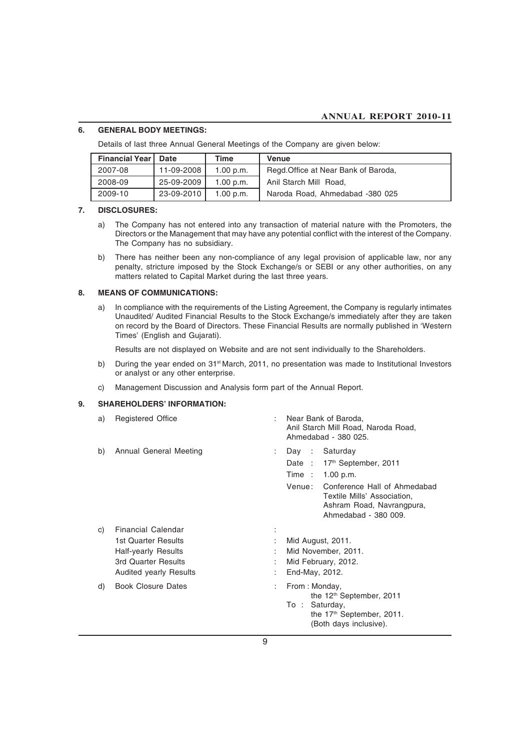## 6. GENERAL BODY MEETINGS:

Details of last three Annual General Meetings of the Company are given below:

| Financial Year | Date | Time | Venue |
|---|---|---|---|
| 2007-08 | 11-09-2008 | 1.00 p.m. | Regd.Office at Near Bank of Baroda, |
| 2008-09 | 25-09-2009 | 1.00 p.m. | Anil Starch Mill Road, |
| 2009-10 | 23-09-2010 | 1.00 p.m. | Naroda Road, Ahmedabad -380 025 |

## 7. DISCLOSURES:

a) The Company has not entered into any transaction of material nature with the Promoters, the Directors or the Management that may have any potential conflict with the interest of the Company. The Company has no subsidiary.

b) There has neither been any non-compliance of any legal provision of applicable law, nor any penalty, stricture imposed by the Stock Exchange/s or SEBI or any other authorities, on any matters related to Capital Market during the last three years.

## 8. MEANS OF COMMUNICATIONS:

a) In compliance with the requirements of the Listing Agreement, the Company is regularly intimates Unaudited/ Audited Financial Results to the Stock Exchange/s immediately after they are taken on record by the Board of Directors. These Financial Results are normally published in 'Western Times' (English and Gujarati).

Results are not displayed on Website and are not sent individually to the Shareholders.

b) During the year ended on 31st March, 2011, no presentation was made to Institutional Investors or analyst or any other enterprise.

c) Management Discussion and Analysis form part of the Annual Report.

## 9. SHAREHOLDERS' INFORMATION:

a) Registered Office : Near Bank of Baroda, Anil Starch Mill Road, Naroda Road, Ahmedabad - 380 025.

b) Annual General Meeting :
- Day : Saturday
- Date : 17th September, 2011
- Time : 1.00 p.m.
- Venue: Conference Hall of Ahmedabad Textile Mills' Association, Ashram Road, Navrangpura, Ahmedabad - 380 009.

c) Financial Calendar :
- 1st Quarter Results : Mid August, 2011.
- Half-yearly Results : Mid November, 2011.
- 3rd Quarter Results : Mid February, 2012.
- Audited yearly Results : End-May, 2012.

d) Book Closure Dates : From : Monday, the 12th September, 2011 To : Saturday, the 17th September, 2011. (Both days inclusive).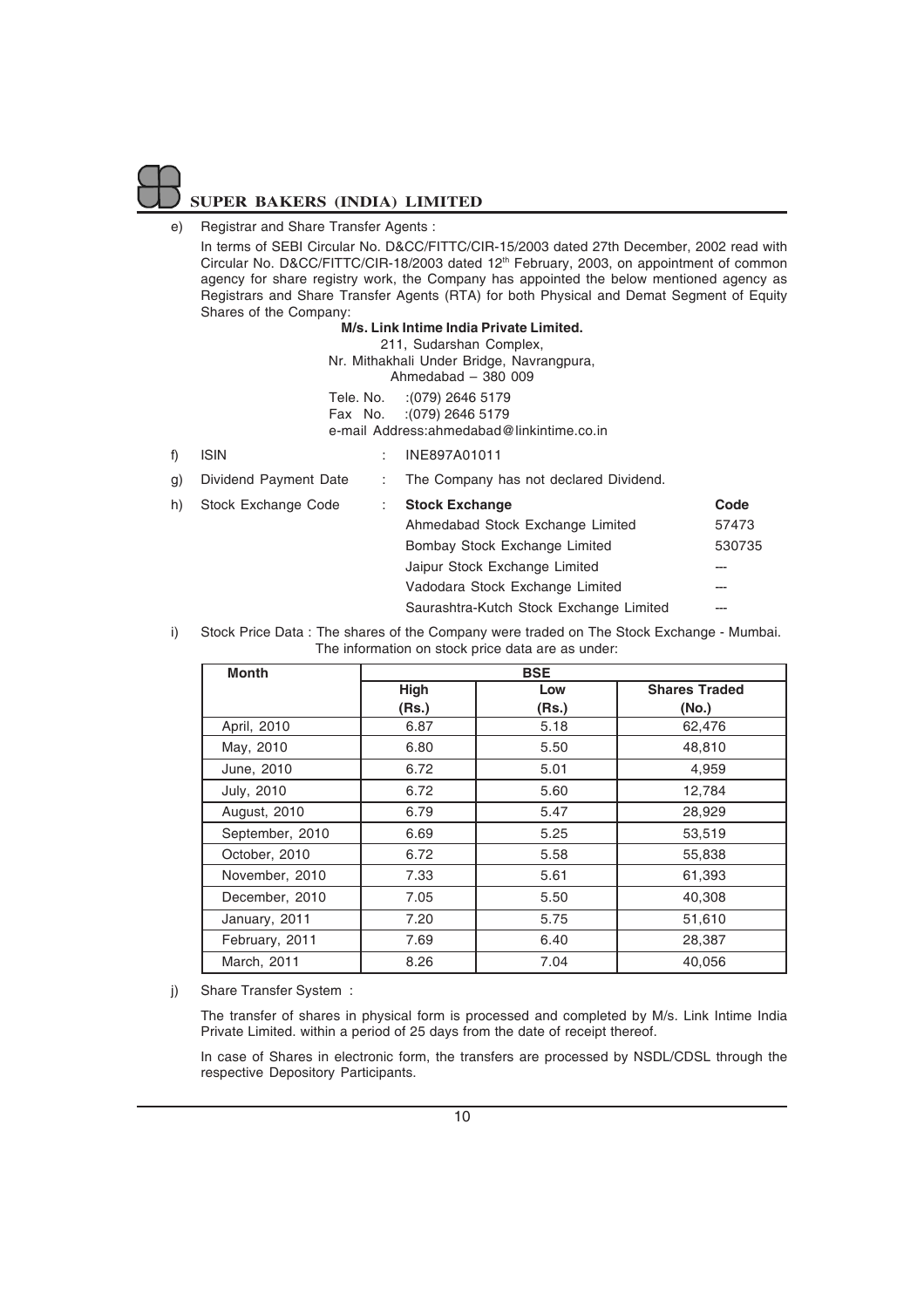e) Registrar and Share Transfer Agents :

In terms of SEBI Circular No. D&CC/FITTC/CIR-15/2003 dated 27th December, 2002 read with Circular No. D&CC/FITTC/CIR-18/2003 dated 12th February, 2003, on appointment of common agency for share registry work, the Company has appointed the below mentioned agency as Registrars and Share Transfer Agents (RTA) for both Physical and Demat Segment of Equity Shares of the Company:

**M/s. Link Intime India Private Limited.**
211, Sudarshan Complex,
Nr. Mithakhali Under Bridge, Navrangpura,
Ahmedabad – 380 009

Tele. No. :(079) 2646 5179
Fax No. :(079) 2646 5179
e-mail Address:ahmedabad@linkintime.co.in

f) ISIN : INE897A01011

g) Dividend Payment Date : The Company has not declared Dividend.

h) Stock Exchange Code :

| Stock Exchange | Code |
|---|---|
| Ahmedabad Stock Exchange Limited | 57473 |
| Bombay Stock Exchange Limited | 530735 |
| Jaipur Stock Exchange Limited | --- |
| Vadodara Stock Exchange Limited | --- |
| Saurashtra-Kutch Stock Exchange Limited | --- |

i) Stock Price Data : The shares of the Company were traded on The Stock Exchange - Mumbai. The information on stock price data are as under:

| Month | BSE | | |
|---|---|---|---|
| | High (Rs.) | Low (Rs.) | Shares Traded (No.) |
| April, 2010 | 6.87 | 5.18 | 62,476 |
| May, 2010 | 6.80 | 5.50 | 48,810 |
| June, 2010 | 6.72 | 5.01 | 4,959 |
| July, 2010 | 6.72 | 5.60 | 12,784 |
| August, 2010 | 6.79 | 5.47 | 28,929 |
| September, 2010 | 6.69 | 5.25 | 53,519 |
| October, 2010 | 6.72 | 5.58 | 55,838 |
| November, 2010 | 7.33 | 5.61 | 61,393 |
| December, 2010 | 7.05 | 5.50 | 40,308 |
| January, 2011 | 7.20 | 5.75 | 51,610 |
| February, 2011 | 7.69 | 6.40 | 28,387 |
| March, 2011 | 8.26 | 7.04 | 40,056 |

j) Share Transfer System :

The transfer of shares in physical form is processed and completed by M/s. Link Intime India Private Limited. within a period of 25 days from the date of receipt thereof.

In case of Shares in electronic form, the transfers are processed by NSDL/CDSL through the respective Depository Participants.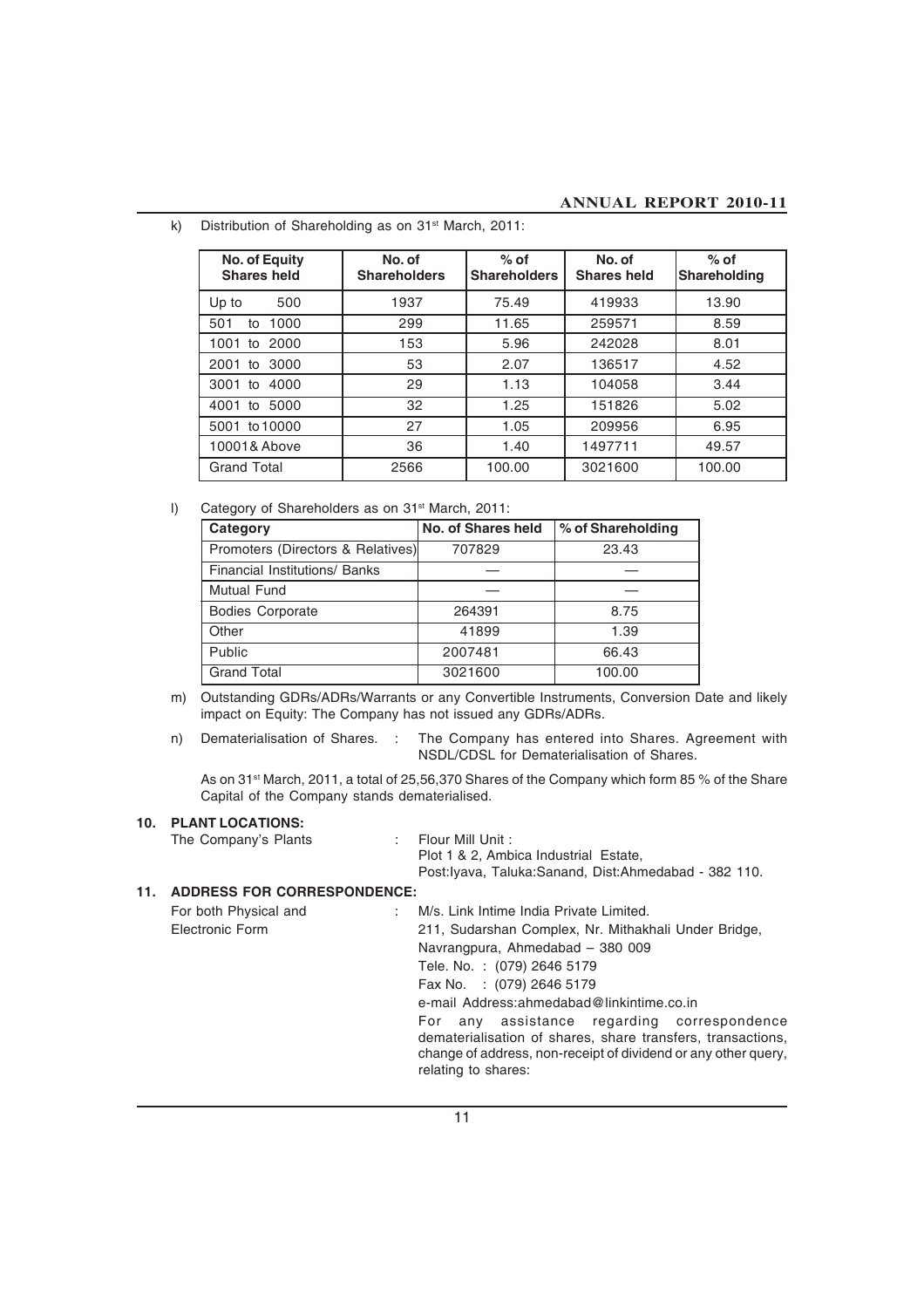k) Distribution of Shareholding as on 31st March, 2011:

| No. of Equity Shares held | No. of Shareholders | % of Shareholders | No. of Shares held | % of Shareholding |
|---|---|---|---|---|
| Up to 500 | 1937 | 75.49 | 419933 | 13.90 |
| 501 to 1000 | 299 | 11.65 | 259571 | 8.59 |
| 1001 to 2000 | 153 | 5.96 | 242028 | 8.01 |
| 2001 to 3000 | 53 | 2.07 | 136517 | 4.52 |
| 3001 to 4000 | 29 | 1.13 | 104058 | 3.44 |
| 4001 to 5000 | 32 | 1.25 | 151826 | 5.02 |
| 5001 to 10000 | 27 | 1.05 | 209956 | 6.95 |
| 10001& Above | 36 | 1.40 | 1497711 | 49.57 |
| Grand Total | 2566 | 100.00 | 3021600 | 100.00 |

l) Category of Shareholders as on 31st March, 2011:

| Category | No. of Shares held | % of Shareholding |
|---|---|---|
| Promoters (Directors & Relatives) | 707829 | 23.43 |
| Financial Institutions/ Banks | — | — |
| Mutual Fund | — | — |
| Bodies Corporate | 264391 | 8.75 |
| Other | 41899 | 1.39 |
| Public | 2007481 | 66.43 |
| Grand Total | 3021600 | 100.00 |

m) Outstanding GDRs/ADRs/Warrants or any Convertible Instruments, Conversion Date and likely impact on Equity: The Company has not issued any GDRs/ADRs.

n) Dematerialisation of Shares. : The Company has entered into Shares. Agreement with NSDL/CDSL for Dematerialisation of Shares.

As on 31st March, 2011, a total of 25,56,370 Shares of the Company which form 85 % of the Share Capital of the Company stands dematerialised.

## 10. PLANT LOCATIONS:

The Company's Plants : Flour Mill Unit :
Plot 1 & 2, Ambica Industrial Estate,
Post:Iyava, Taluka:Sanand, Dist:Ahmedabad - 382 110.

## 11. ADDRESS FOR CORRESPONDENCE:

For both Physical and Electronic Form : M/s. Link Intime India Private Limited.
211, Sudarshan Complex, Nr. Mithakhali Under Bridge,
Navrangpura, Ahmedabad – 380 009
Tele. No. : (079) 2646 5179
Fax No. : (079) 2646 5179
e-mail Address:ahmedabad@linkintime.co.in

For any assistance regarding correspondence dematerialisation of shares, share transfers, transactions, change of address, non-receipt of dividend or any other query, relating to shares: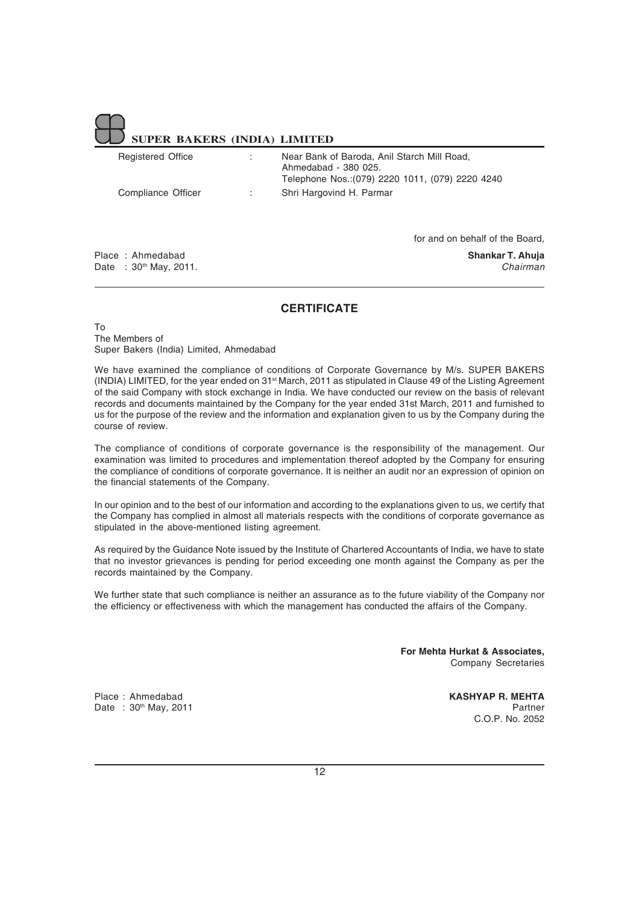| | | |
|---|---|---|
| Registered Office | : | Near Bank of Baroda, Anil Starch Mill Road, Ahmedabad - 380 025. Telephone Nos.:(079) 2220 1011, (079) 2220 4240 |
| Compliance Officer | : | Shri Hargovind H. Parmar |

for and on behalf of the Board,

Place : Ahmedabad
Date : 30th May, 2011.

**Shankar T. Ahuja**
*Chairman*

## CERTIFICATE

To
The Members of
Super Bakers (India) Limited, Ahmedabad

We have examined the compliance of conditions of Corporate Governance by M/s. SUPER BAKERS (INDIA) LIMITED, for the year ended on 31st March, 2011 as stipulated in Clause 49 of the Listing Agreement of the said Company with stock exchange in India. We have conducted our review on the basis of relevant records and documents maintained by the Company for the year ended 31st March, 2011 and furnished to us for the purpose of the review and the information and explanation given to us by the Company during the course of review.

The compliance of conditions of corporate governance is the responsibility of the management. Our examination was limited to procedures and implementation thereof adopted by the Company for ensuring the compliance of conditions of corporate governance. It is neither an audit nor an expression of opinion on the financial statements of the Company.

In our opinion and to the best of our information and according to the explanations given to us, we certify that the Company has complied in almost all materials respects with the conditions of corporate governance as stipulated in the above-mentioned listing agreement.

As required by the Guidance Note issued by the Institute of Chartered Accountants of India, we have to state that no investor grievances is pending for period exceeding one month against the Company as per the records maintained by the Company.

We further state that such compliance is neither an assurance as to the future viability of the Company nor the efficiency or effectiveness with which the management has conducted the affairs of the Company.

**For Mehta Hurkat & Associates,**
Company Secretaries

Place : Ahmedabad
Date : 30th May, 2011

**KASHYAP R. MEHTA**
Partner
C.O.P. No. 2052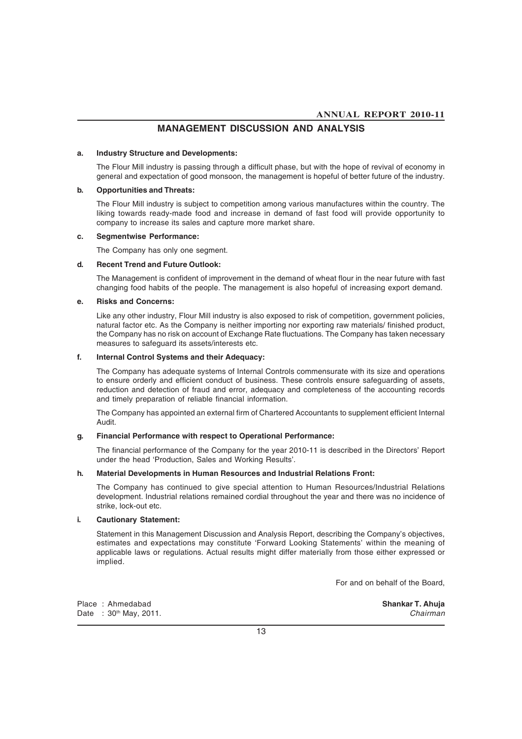## MANAGEMENT DISCUSSION AND ANALYSIS

**a. Industry Structure and Developments:**

The Flour Mill industry is passing through a difficult phase, but with the hope of revival of economy in general and expectation of good monsoon, the management is hopeful of better future of the industry.

**b. Opportunities and Threats:**

The Flour Mill industry is subject to competition among various manufactures within the country. The liking towards ready-made food and increase in demand of fast food will provide opportunity to company to increase its sales and capture more market share.

**c. Segmentwise Performance:**

The Company has only one segment.

**d. Recent Trend and Future Outlook:**

The Management is confident of improvement in the demand of wheat flour in the near future with fast changing food habits of the people. The management is also hopeful of increasing export demand.

**e. Risks and Concerns:**

Like any other industry, Flour Mill industry is also exposed to risk of competition, government policies, natural factor etc. As the Company is neither importing nor exporting raw materials/ finished product, the Company has no risk on account of Exchange Rate fluctuations. The Company has taken necessary measures to safeguard its assets/interests etc.

**f. Internal Control Systems and their Adequacy:**

The Company has adequate systems of Internal Controls commensurate with its size and operations to ensure orderly and efficient conduct of business. These controls ensure safeguarding of assets, reduction and detection of fraud and error, adequacy and completeness of the accounting records and timely preparation of reliable financial information.

The Company has appointed an external firm of Chartered Accountants to supplement efficient Internal Audit.

**g. Financial Performance with respect to Operational Performance:**

The financial performance of the Company for the year 2010-11 is described in the Directors' Report under the head 'Production, Sales and Working Results'.

**h. Material Developments in Human Resources and Industrial Relations Front:**

The Company has continued to give special attention to Human Resources/Industrial Relations development. Industrial relations remained cordial throughout the year and there was no incidence of strike, lock-out etc.

**i. Cautionary Statement:**

Statement in this Management Discussion and Analysis Report, describing the Company's objectives, estimates and expectations may constitute 'Forward Looking Statements' within the meaning of applicable laws or regulations. Actual results might differ materially from those either expressed or implied.

For and on behalf of the Board,

Place : Ahmedabad
Date : 30th May, 2011.

**Shankar T. Ahuja**
*Chairman*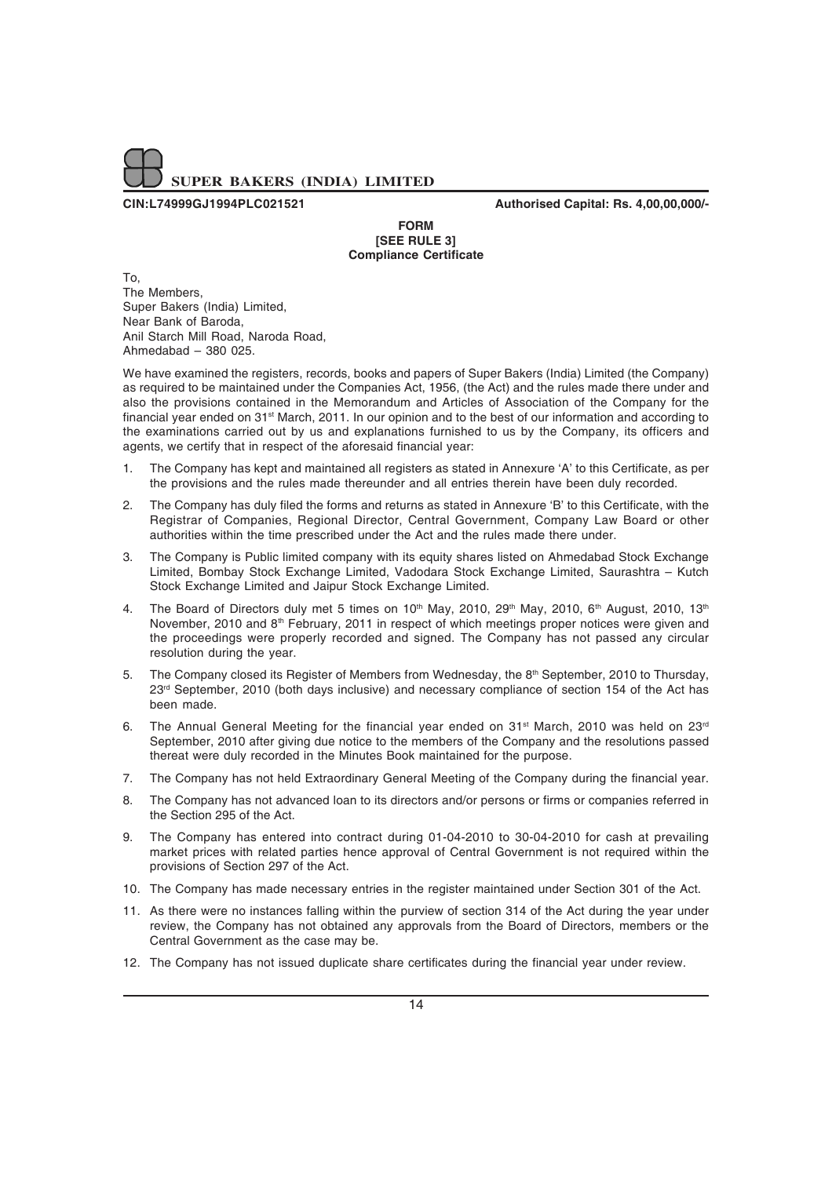**SUPER BAKERS (INDIA) LIMITED**

**CIN:L74999GJ1994PLC021521** **Authorised Capital: Rs. 4,00,00,000/-**

**FORM**
**[SEE RULE 3]**
**Compliance Certificate**

To,
The Members,
Super Bakers (India) Limited,
Near Bank of Baroda,
Anil Starch Mill Road, Naroda Road,
Ahmedabad – 380 025.

We have examined the registers, records, books and papers of Super Bakers (India) Limited (the Company) as required to be maintained under the Companies Act, 1956, (the Act) and the rules made there under and also the provisions contained in the Memorandum and Articles of Association of the Company for the financial year ended on 31st March, 2011. In our opinion and to the best of our information and according to the examinations carried out by us and explanations furnished to us by the Company, its officers and agents, we certify that in respect of the aforesaid financial year:

1. The Company has kept and maintained all registers as stated in Annexure 'A' to this Certificate, as per the provisions and the rules made thereunder and all entries therein have been duly recorded.
2. The Company has duly filed the forms and returns as stated in Annexure 'B' to this Certificate, with the Registrar of Companies, Regional Director, Central Government, Company Law Board or other authorities within the time prescribed under the Act and the rules made there under.
3. The Company is Public limited company with its equity shares listed on Ahmedabad Stock Exchange Limited, Bombay Stock Exchange Limited, Vadodara Stock Exchange Limited, Saurashtra – Kutch Stock Exchange Limited and Jaipur Stock Exchange Limited.
4. The Board of Directors duly met 5 times on 10th May, 2010, 29th May, 2010, 6th August, 2010, 13th November, 2010 and 8th February, 2011 in respect of which meetings proper notices were given and the proceedings were properly recorded and signed. The Company has not passed any circular resolution during the year.
5. The Company closed its Register of Members from Wednesday, the 8th September, 2010 to Thursday, 23rd September, 2010 (both days inclusive) and necessary compliance of section 154 of the Act has been made.
6. The Annual General Meeting for the financial year ended on 31st March, 2010 was held on 23rd September, 2010 after giving due notice to the members of the Company and the resolutions passed thereat were duly recorded in the Minutes Book maintained for the purpose.
7. The Company has not held Extraordinary General Meeting of the Company during the financial year.
8. The Company has not advanced loan to its directors and/or persons or firms or companies referred in the Section 295 of the Act.
9. The Company has entered into contract during 01-04-2010 to 30-04-2010 for cash at prevailing market prices with related parties hence approval of Central Government is not required within the provisions of Section 297 of the Act.
10. The Company has made necessary entries in the register maintained under Section 301 of the Act.
11. As there were no instances falling within the purview of section 314 of the Act during the year under review, the Company has not obtained any approvals from the Board of Directors, members or the Central Government as the case may be.
12. The Company has not issued duplicate share certificates during the financial year under review.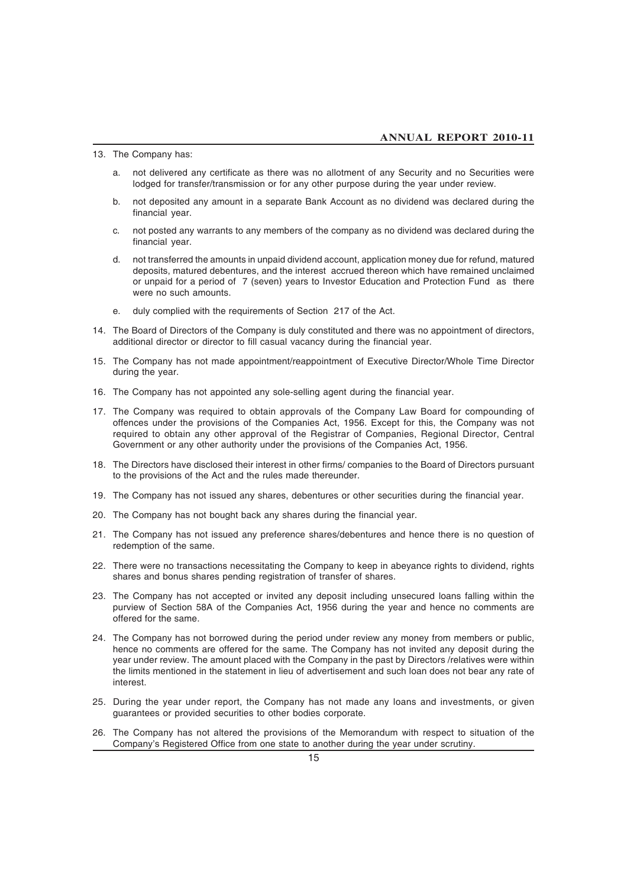13. The Company has:

    a. not delivered any certificate as there was no allotment of any Security and no Securities were lodged for transfer/transmission or for any other purpose during the year under review.

    b. not deposited any amount in a separate Bank Account as no dividend was declared during the financial year.

    c. not posted any warrants to any members of the company as no dividend was declared during the financial year.

    d. not transferred the amounts in unpaid dividend account, application money due for refund, matured deposits, matured debentures, and the interest accrued thereon which have remained unclaimed or unpaid for a period of 7 (seven) years to Investor Education and Protection Fund as there were no such amounts.

    e. duly complied with the requirements of Section 217 of the Act.

14. The Board of Directors of the Company is duly constituted and there was no appointment of directors, additional director or director to fill casual vacancy during the financial year.

15. The Company has not made appointment/reappointment of Executive Director/Whole Time Director during the year.

16. The Company has not appointed any sole-selling agent during the financial year.

17. The Company was required to obtain approvals of the Company Law Board for compounding of offences under the provisions of the Companies Act, 1956. Except for this, the Company was not required to obtain any other approval of the Registrar of Companies, Regional Director, Central Government or any other authority under the provisions of the Companies Act, 1956.

18. The Directors have disclosed their interest in other firms/ companies to the Board of Directors pursuant to the provisions of the Act and the rules made thereunder.

19. The Company has not issued any shares, debentures or other securities during the financial year.

20. The Company has not bought back any shares during the financial year.

21. The Company has not issued any preference shares/debentures and hence there is no question of redemption of the same.

22. There were no transactions necessitating the Company to keep in abeyance rights to dividend, rights shares and bonus shares pending registration of transfer of shares.

23. The Company has not accepted or invited any deposit including unsecured loans falling within the purview of Section 58A of the Companies Act, 1956 during the year and hence no comments are offered for the same.

24. The Company has not borrowed during the period under review any money from members or public, hence no comments are offered for the same. The Company has not invited any deposit during the year under review. The amount placed with the Company in the past by Directors /relatives were within the limits mentioned in the statement in lieu of advertisement and such loan does not bear any rate of interest.

25. During the year under report, the Company has not made any loans and investments, or given guarantees or provided securities to other bodies corporate.

26. The Company has not altered the provisions of the Memorandum with respect to situation of the Company's Registered Office from one state to another during the year under scrutiny.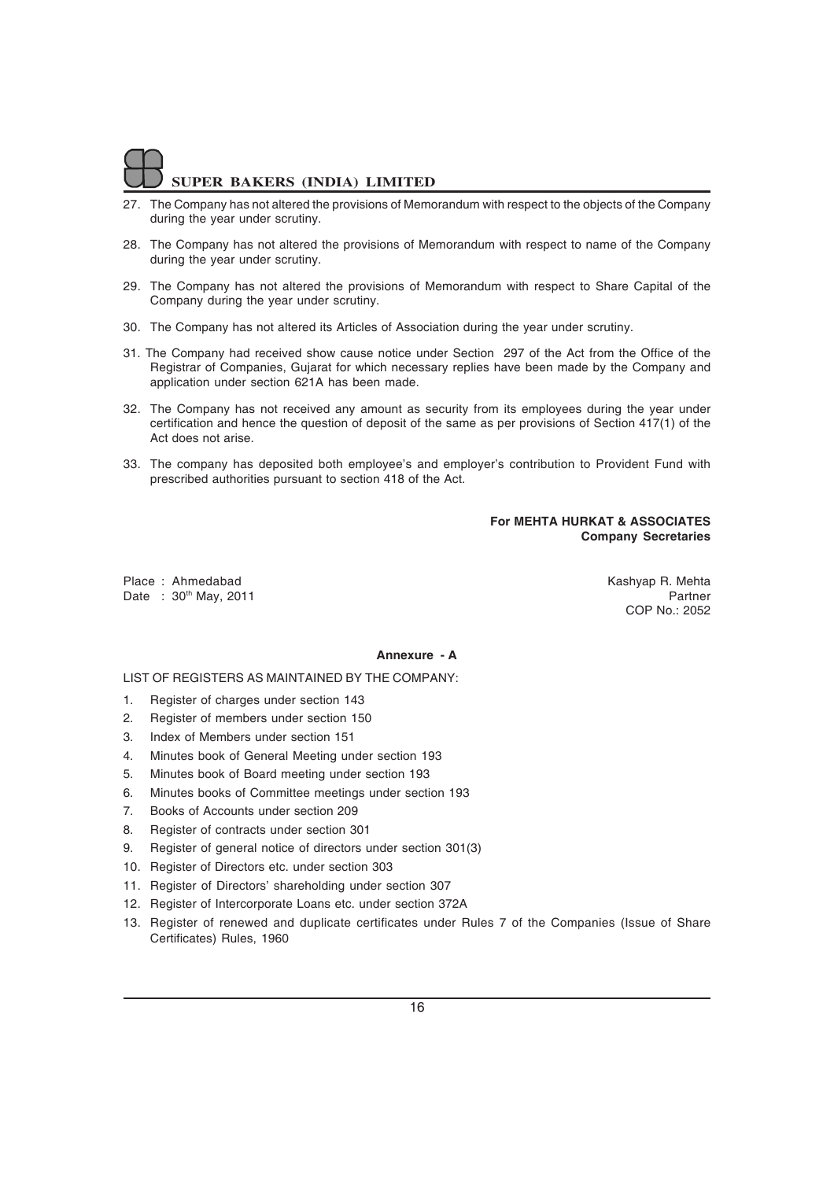27. The Company has not altered the provisions of Memorandum with respect to the objects of the Company during the year under scrutiny.

28. The Company has not altered the provisions of Memorandum with respect to name of the Company during the year under scrutiny.

29. The Company has not altered the provisions of Memorandum with respect to Share Capital of the Company during the year under scrutiny.

30. The Company has not altered its Articles of Association during the year under scrutiny.

31. The Company had received show cause notice under Section 297 of the Act from the Office of the Registrar of Companies, Gujarat for which necessary replies have been made by the Company and application under section 621A has been made.

32. The Company has not received any amount as security from its employees during the year under certification and hence the question of deposit of the same as per provisions of Section 417(1) of the Act does not arise.

33. The company has deposited both employee's and employer's contribution to Provident Fund with prescribed authorities pursuant to section 418 of the Act.

**For MEHTA HURKAT & ASSOCIATES**
**Company Secretaries**

Place : Ahmedabad
Date : 30th May, 2011

Kashyap R. Mehta
Partner
COP No.: 2052

**Annexure - A**

LIST OF REGISTERS AS MAINTAINED BY THE COMPANY:

1. Register of charges under section 143
2. Register of members under section 150
3. Index of Members under section 151
4. Minutes book of General Meeting under section 193
5. Minutes book of Board meeting under section 193
6. Minutes books of Committee meetings under section 193
7. Books of Accounts under section 209
8. Register of contracts under section 301
9. Register of general notice of directors under section 301(3)
10. Register of Directors etc. under section 303
11. Register of Directors' shareholding under section 307
12. Register of Intercorporate Loans etc. under section 372A
13. Register of renewed and duplicate certificates under Rules 7 of the Companies (Issue of Share Certificates) Rules, 1960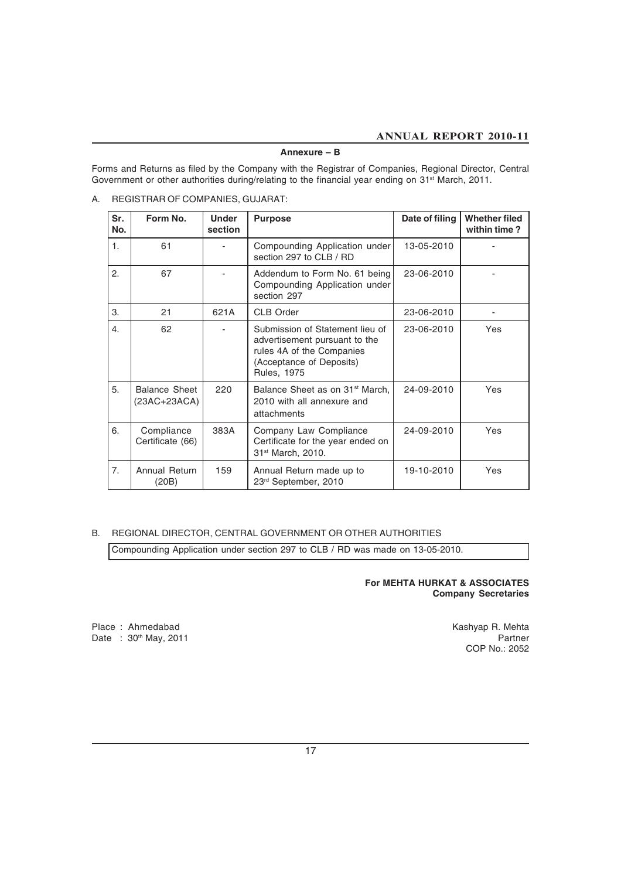## Annexure – B

Forms and Returns as filed by the Company with the Registrar of Companies, Regional Director, Central Government or other authorities during/relating to the financial year ending on 31st March, 2011.

A. REGISTRAR OF COMPANIES, GUJARAT:

| Sr. No. | Form No. | Under section | Purpose | Date of filing | Whether filed within time ? |
|---|---|---|---|---|---|
| 1. | 61 | - | Compounding Application under section 297 to CLB / RD | 13-05-2010 | - |
| 2. | 67 | - | Addendum to Form No. 61 being Compounding Application under section 297 | 23-06-2010 | - |
| 3. | 21 | 621A | CLB Order | 23-06-2010 | - |
| 4. | 62 | - | Submission of Statement lieu of advertisement pursuant to the rules 4A of the Companies (Acceptance of Deposits) Rules, 1975 | 23-06-2010 | Yes |
| 5. | Balance Sheet (23AC+23ACA) | 220 | Balance Sheet as on 31st March, 2010 with all annexure and attachments | 24-09-2010 | Yes |
| 6. | Compliance Certificate (66) | 383A | Company Law Compliance Certificate for the year ended on 31st March, 2010. | 24-09-2010 | Yes |
| 7. | Annual Return (20B) | 159 | Annual Return made up to 23rd September, 2010 | 19-10-2010 | Yes |

B. REGIONAL DIRECTOR, CENTRAL GOVERNMENT OR OTHER AUTHORITIES

Compounding Application under section 297 to CLB / RD was made on 13-05-2010.

**For MEHTA HURKAT & ASSOCIATES**
**Company Secretaries**

Place : Ahmedabad
Date : 30th May, 2011

Kashyap R. Mehta
Partner
COP No.: 2052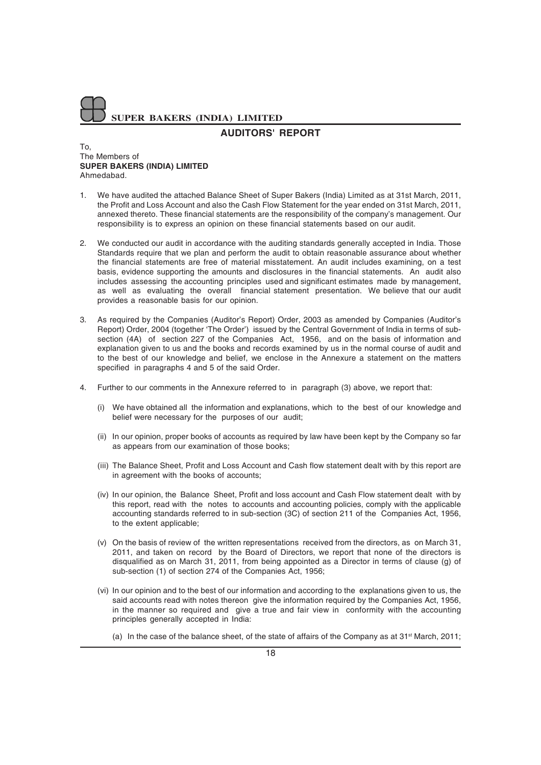## AUDITORS' REPORT

To,
The Members of
**SUPER BAKERS (INDIA) LIMITED**
Ahmedabad.

1. We have audited the attached Balance Sheet of Super Bakers (India) Limited as at 31st March, 2011, the Profit and Loss Account and also the Cash Flow Statement for the year ended on 31st March, 2011, annexed thereto. These financial statements are the responsibility of the company's management. Our responsibility is to express an opinion on these financial statements based on our audit.

2. We conducted our audit in accordance with the auditing standards generally accepted in India. Those Standards require that we plan and perform the audit to obtain reasonable assurance about whether the financial statements are free of material misstatement. An audit includes examining, on a test basis, evidence supporting the amounts and disclosures in the financial statements. An audit also includes assessing the accounting principles used and significant estimates made by management, as well as evaluating the overall financial statement presentation. We believe that our audit provides a reasonable basis for our opinion.

3. As required by the Companies (Auditor's Report) Order, 2003 as amended by Companies (Auditor's Report) Order, 2004 (together 'The Order') issued by the Central Government of India in terms of sub-section (4A) of section 227 of the Companies Act, 1956, and on the basis of information and explanation given to us and the books and records examined by us in the normal course of audit and to the best of our knowledge and belief, we enclose in the Annexure a statement on the matters specified in paragraphs 4 and 5 of the said Order.

4. Further to our comments in the Annexure referred to in paragraph (3) above, we report that:

   (i) We have obtained all the information and explanations, which to the best of our knowledge and belief were necessary for the purposes of our audit;

   (ii) In our opinion, proper books of accounts as required by law have been kept by the Company so far as appears from our examination of those books;

   (iii) The Balance Sheet, Profit and Loss Account and Cash flow statement dealt with by this report are in agreement with the books of accounts;

   (iv) In our opinion, the Balance Sheet, Profit and loss account and Cash Flow statement dealt with by this report, read with the notes to accounts and accounting policies, comply with the applicable accounting standards referred to in sub-section (3C) of section 211 of the Companies Act, 1956, to the extent applicable;

   (v) On the basis of review of the written representations received from the directors, as on March 31, 2011, and taken on record by the Board of Directors, we report that none of the directors is disqualified as on March 31, 2011, from being appointed as a Director in terms of clause (g) of sub-section (1) of section 274 of the Companies Act, 1956;

   (vi) In our opinion and to the best of our information and according to the explanations given to us, the said accounts read with notes thereon give the information required by the Companies Act, 1956, in the manner so required and give a true and fair view in conformity with the accounting principles generally accepted in India:

      (a) In the case of the balance sheet, of the state of affairs of the Company as at 31st March, 2011;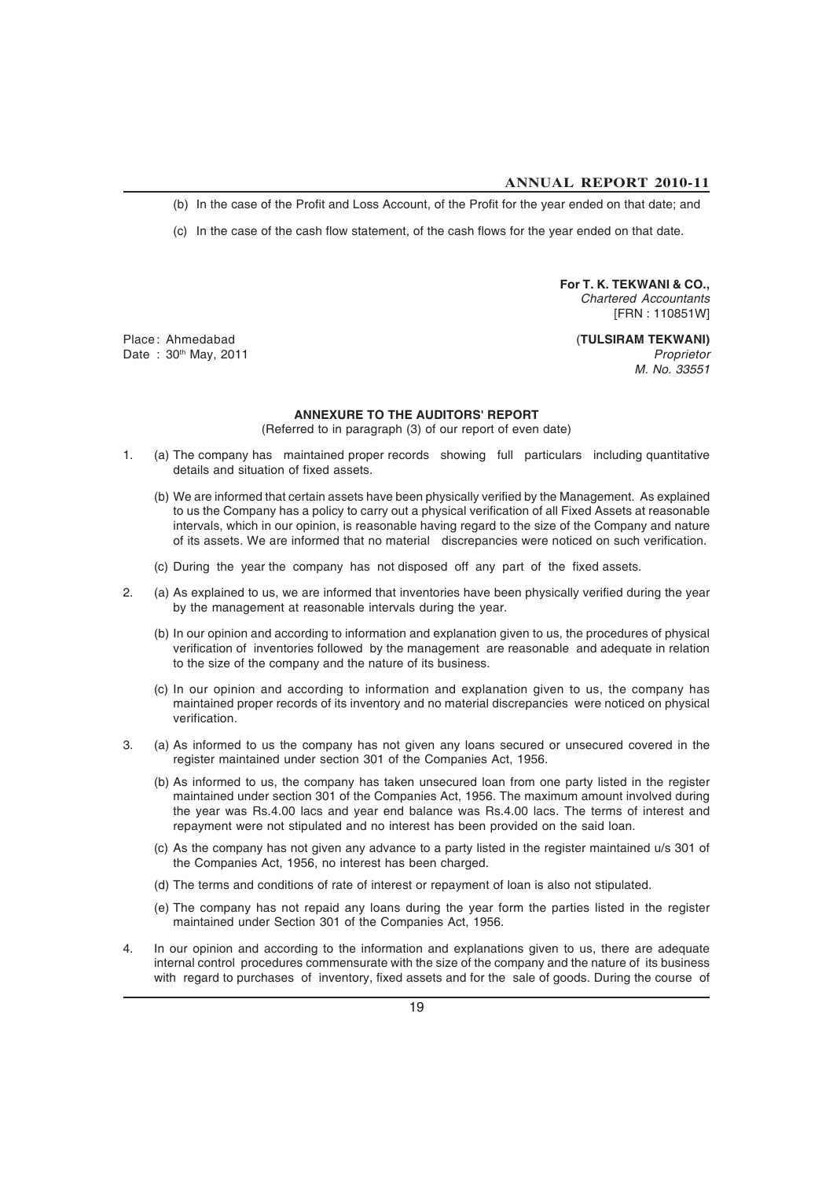(b) In the case of the Profit and Loss Account, of the Profit for the year ended on that date; and

(c) In the case of the cash flow statement, of the cash flows for the year ended on that date.

**For T. K. TEKWANI & CO.,**
*Chartered Accountants*
[FRN : 110851W]

Place : Ahmedabad
Date : 30th May, 2011

(**TULSIRAM TEKWANI)**
*Proprietor*
*M. No. 33551*

## ANNEXURE TO THE AUDITORS' REPORT

(Referred to in paragraph (3) of our report of even date)

1. (a) The company has maintained proper records showing full particulars including quantitative details and situation of fixed assets.

   (b) We are informed that certain assets have been physically verified by the Management. As explained to us the Company has a policy to carry out a physical verification of all Fixed Assets at reasonable intervals, which in our opinion, is reasonable having regard to the size of the Company and nature of its assets. We are informed that no material discrepancies were noticed on such verification.

   (c) During the year the company has not disposed off any part of the fixed assets.

2. (a) As explained to us, we are informed that inventories have been physically verified during the year by the management at reasonable intervals during the year.

   (b) In our opinion and according to information and explanation given to us, the procedures of physical verification of inventories followed by the management are reasonable and adequate in relation to the size of the company and the nature of its business.

   (c) In our opinion and according to information and explanation given to us, the company has maintained proper records of its inventory and no material discrepancies were noticed on physical verification.

3. (a) As informed to us the company has not given any loans secured or unsecured covered in the register maintained under section 301 of the Companies Act, 1956.

   (b) As informed to us, the company has taken unsecured loan from one party listed in the register maintained under section 301 of the Companies Act, 1956. The maximum amount involved during the year was Rs.4.00 lacs and year end balance was Rs.4.00 lacs. The terms of interest and repayment were not stipulated and no interest has been provided on the said loan.

   (c) As the company has not given any advance to a party listed in the register maintained u/s 301 of the Companies Act, 1956, no interest has been charged.

   (d) The terms and conditions of rate of interest or repayment of loan is also not stipulated.

   (e) The company has not repaid any loans during the year form the parties listed in the register maintained under Section 301 of the Companies Act, 1956.

4. In our opinion and according to the information and explanations given to us, there are adequate internal control procedures commensurate with the size of the company and the nature of its business with regard to purchases of inventory, fixed assets and for the sale of goods. During the course of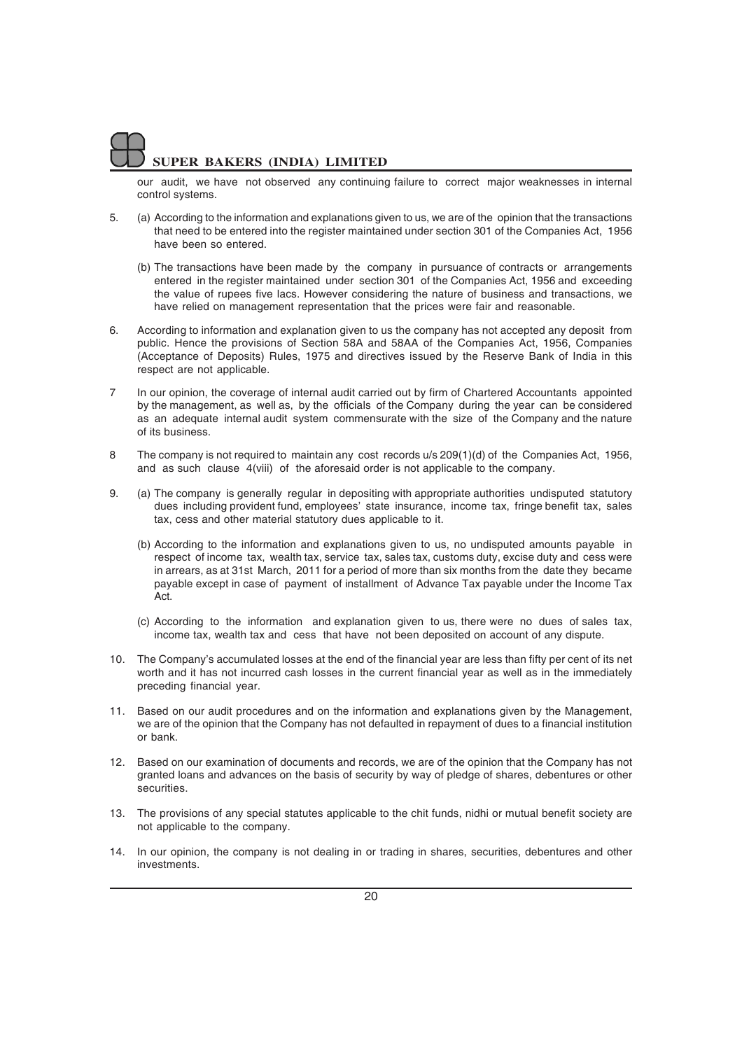our audit, we have not observed any continuing failure to correct major weaknesses in internal control systems.

5. (a) According to the information and explanations given to us, we are of the opinion that the transactions that need to be entered into the register maintained under section 301 of the Companies Act, 1956 have been so entered.

   (b) The transactions have been made by the company in pursuance of contracts or arrangements entered in the register maintained under section 301 of the Companies Act, 1956 and exceeding the value of rupees five lacs. However considering the nature of business and transactions, we have relied on management representation that the prices were fair and reasonable.

6. According to information and explanation given to us the company has not accepted any deposit from public. Hence the provisions of Section 58A and 58AA of the Companies Act, 1956, Companies (Acceptance of Deposits) Rules, 1975 and directives issued by the Reserve Bank of India in this respect are not applicable.

7 In our opinion, the coverage of internal audit carried out by firm of Chartered Accountants appointed by the management, as well as, by the officials of the Company during the year can be considered as an adequate internal audit system commensurate with the size of the Company and the nature of its business.

8 The company is not required to maintain any cost records u/s 209(1)(d) of the Companies Act, 1956, and as such clause 4(viii) of the aforesaid order is not applicable to the company.

9. (a) The company is generally regular in depositing with appropriate authorities undisputed statutory dues including provident fund, employees' state insurance, income tax, fringe benefit tax, sales tax, cess and other material statutory dues applicable to it.

   (b) According to the information and explanations given to us, no undisputed amounts payable in respect of income tax, wealth tax, service tax, sales tax, customs duty, excise duty and cess were in arrears, as at 31st March, 2011 for a period of more than six months from the date they became payable except in case of payment of installment of Advance Tax payable under the Income Tax Act.

   (c) According to the information and explanation given to us, there were no dues of sales tax, income tax, wealth tax and cess that have not been deposited on account of any dispute.

10. The Company's accumulated losses at the end of the financial year are less than fifty per cent of its net worth and it has not incurred cash losses in the current financial year as well as in the immediately preceding financial year.

11. Based on our audit procedures and on the information and explanations given by the Management, we are of the opinion that the Company has not defaulted in repayment of dues to a financial institution or bank.

12. Based on our examination of documents and records, we are of the opinion that the Company has not granted loans and advances on the basis of security by way of pledge of shares, debentures or other securities.

13. The provisions of any special statutes applicable to the chit funds, nidhi or mutual benefit society are not applicable to the company.

14. In our opinion, the company is not dealing in or trading in shares, securities, debentures and other investments.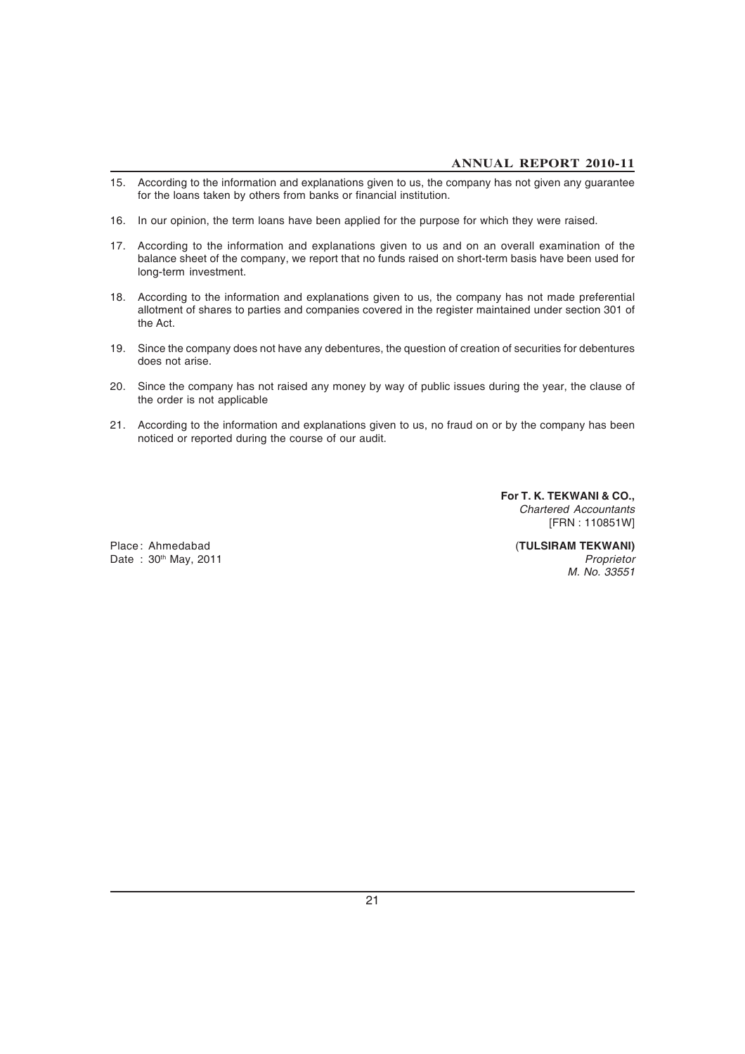15. According to the information and explanations given to us, the company has not given any guarantee for the loans taken by others from banks or financial institution.

16. In our opinion, the term loans have been applied for the purpose for which they were raised.

17. According to the information and explanations given to us and on an overall examination of the balance sheet of the company, we report that no funds raised on short-term basis have been used for long-term investment.

18. According to the information and explanations given to us, the company has not made preferential allotment of shares to parties and companies covered in the register maintained under section 301 of the Act.

19. Since the company does not have any debentures, the question of creation of securities for debentures does not arise.

20. Since the company has not raised any money by way of public issues during the year, the clause of the order is not applicable

21. According to the information and explanations given to us, no fraud on or by the company has been noticed or reported during the course of our audit.

**For T. K. TEKWANI & CO.,**
*Chartered Accountants*
[FRN : 110851W]

Place : Ahmedabad
Date : 30th May, 2011

(**TULSIRAM TEKWANI)**
*Proprietor*
*M. No. 33551*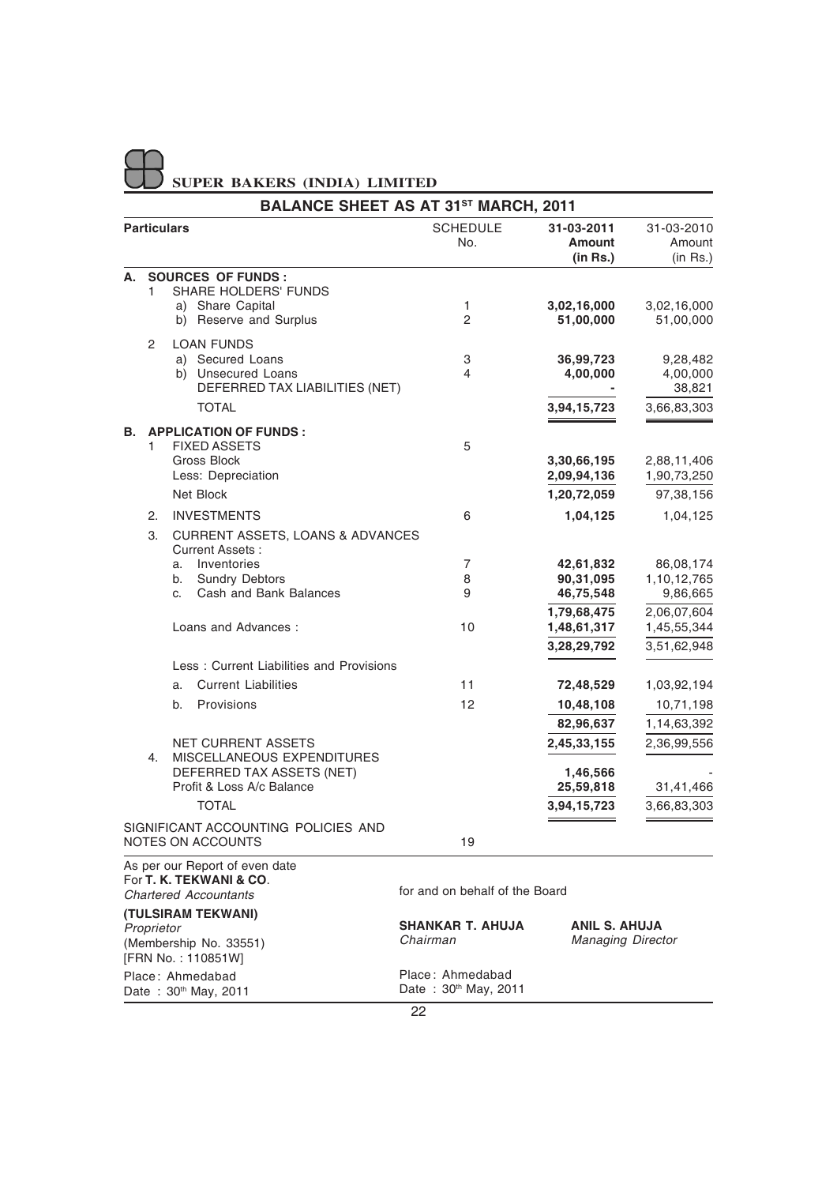# SUPER BAKERS (INDIA) LIMITED

## BALANCE SHEET AS AT 31[ST] MARCH, 2011

| Particulars | SCHEDULE No. | 31-03-2011 Amount (in Rs.) | 31-03-2010 Amount (in Rs.) |
|---|---|---|---|
| **A. SOURCES OF FUNDS :** | | | |
| 1 SHARE HOLDERS' FUNDS | | | |
| a) Share Capital | 1 | **3,02,16,000** | 3,02,16,000 |
| b) Reserve and Surplus | 2 | **51,00,000** | 51,00,000 |
| 2 LOAN FUNDS | | | |
| a) Secured Loans | 3 | **36,99,723** | 9,28,482 |
| b) Unsecured Loans | 4 | **4,00,000** | 4,00,000 |
| DEFERRED TAX LIABILITIES (NET) | | **-** | 38,821 |
| TOTAL | | **3,94,15,723** | 3,66,83,303 |
| **B. APPLICATION OF FUNDS :** | | | |
| 1 FIXED ASSETS | 5 | | |
| Gross Block | | **3,30,66,195** | 2,88,11,406 |
| Less: Depreciation | | **2,09,94,136** | 1,90,73,250 |
| Net Block | | **1,20,72,059** | 97,38,156 |
| 2. INVESTMENTS | 6 | **1,04,125** | 1,04,125 |
| 3. CURRENT ASSETS, LOANS & ADVANCES | | | |
| Current Assets : | | | |
| a. Inventories | 7 | **42,61,832** | 86,08,174 |
| b. Sundry Debtors | 8 | **90,31,095** | 1,10,12,765 |
| c. Cash and Bank Balances | 9 | **46,75,548** | 9,86,665 |
| | | **1,79,68,475** | 2,06,07,604 |
| Loans and Advances : | 10 | **1,48,61,317** | 1,45,55,344 |
| | | **3,28,29,792** | 3,51,62,948 |
| Less : Current Liabilities and Provisions | | | |
| a. Current Liabilities | 11 | **72,48,529** | 1,03,92,194 |
| b. Provisions | 12 | **10,48,108** | 10,71,198 |
| | | **82,96,637** | 1,14,63,392 |
| NET CURRENT ASSETS | | **2,45,33,155** | 2,36,99,556 |
| 4. MISCELLANEOUS EXPENDITURES | | | |
| DEFERRED TAX ASSETS (NET) | | **1,46,566** | - |
| Profit & Loss A/c Balance | | **25,59,818** | 31,41,466 |
| TOTAL | | **3,94,15,723** | 3,66,83,303 |
| SIGNIFICANT ACCOUNTING POLICIES AND NOTES ON ACCOUNTS | 19 | | |

As per our Report of even date
For **T. K. TEKWANI & CO**.
*Chartered Accountants*

**(TULSIRAM TEKWANI)**
*Proprietor*
(Membership No. 33551)
[FRN No. : 110851W]

Place: Ahmedabad
Date : 30th May, 2011

for and on behalf of the Board

**SHANKAR T. AHUJA**
*Chairman*

**ANIL S. AHUJA**
*Managing Director*

Place: Ahmedabad
Date : 30th May, 2011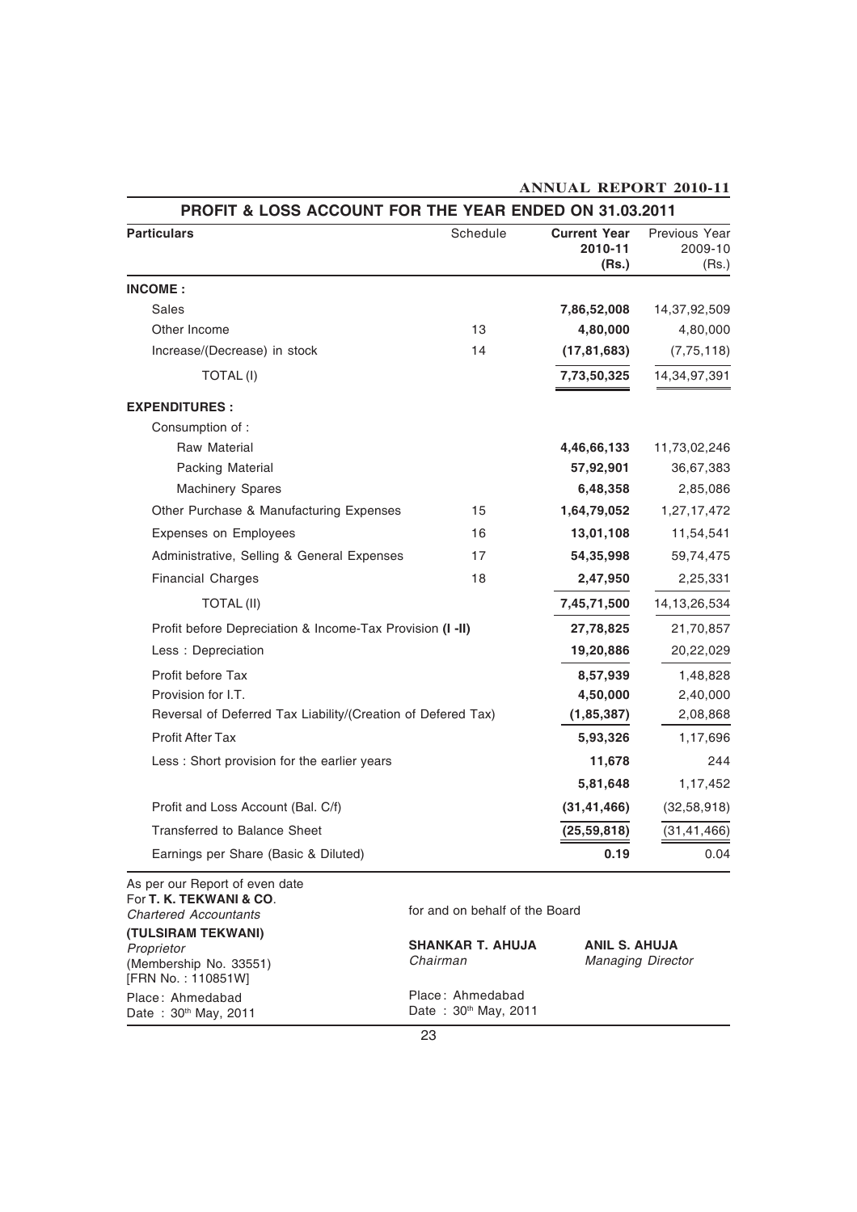## PROFIT & LOSS ACCOUNT FOR THE YEAR ENDED ON 31.03.2011

| Particulars | Schedule | **Current Year 2010-11 (Rs.)** | Previous Year 2009-10 (Rs.) |
|---|---|---|---|
| **INCOME :** | | | |
| Sales | | **7,86,52,008** | 14,37,92,509 |
| Other Income | 13 | **4,80,000** | 4,80,000 |
| Increase/(Decrease) in stock | 14 | **(17,81,683)** | (7,75,118) |
| TOTAL (I) | | **7,73,50,325** | 14,34,97,391 |
| **EXPENDITURES :** | | | |
| Consumption of : | | | |
| Raw Material | | **4,46,66,133** | 11,73,02,246 |
| Packing Material | | **57,92,901** | 36,67,383 |
| Machinery Spares | | **6,48,358** | 2,85,086 |
| Other Purchase & Manufacturing Expenses | 15 | **1,64,79,052** | 1,27,17,472 |
| Expenses on Employees | 16 | **13,01,108** | 11,54,541 |
| Administrative, Selling & General Expenses | 17 | **54,35,998** | 59,74,475 |
| Financial Charges | 18 | **2,47,950** | 2,25,331 |
| TOTAL (II) | | **7,45,71,500** | 14,13,26,534 |
| Profit before Depreciation & Income-Tax Provision **(I -II)** | | **27,78,825** | 21,70,857 |
| Less : Depreciation | | **19,20,886** | 20,22,029 |
| Profit before Tax | | **8,57,939** | 1,48,828 |
| Provision for I.T. | | **4,50,000** | 2,40,000 |
| Reversal of Deferred Tax Liability/(Creation of Defered Tax) | | **(1,85,387)** | 2,08,868 |
| Profit After Tax | | **5,93,326** | 1,17,696 |
| Less : Short provision for the earlier years | | **11,678** | 244 |
| | | **5,81,648** | 1,17,452 |
| Profit and Loss Account (Bal. C/f) | | **(31,41,466)** | (32,58,918) |
| Transferred to Balance Sheet | | **(25,59,818)** | (31,41,466) |
| Earnings per Share (Basic & Diluted) | | **0.19** | 0.04 |

As per our Report of even date
For **T. K. TEKWANI & CO**.
*Chartered Accountants*

**(TULSIRAM TEKWANI)**
*Proprietor*
(Membership No. 33551)
[FRN No. : 110851W]

Place: Ahmedabad
Date : 30th May, 2011

for and on behalf of the Board

**SHANKAR T. AHUJA**
*Chairman*

**ANIL S. AHUJA**
*Managing Director*

Place: Ahmedabad
Date : 30th May, 2011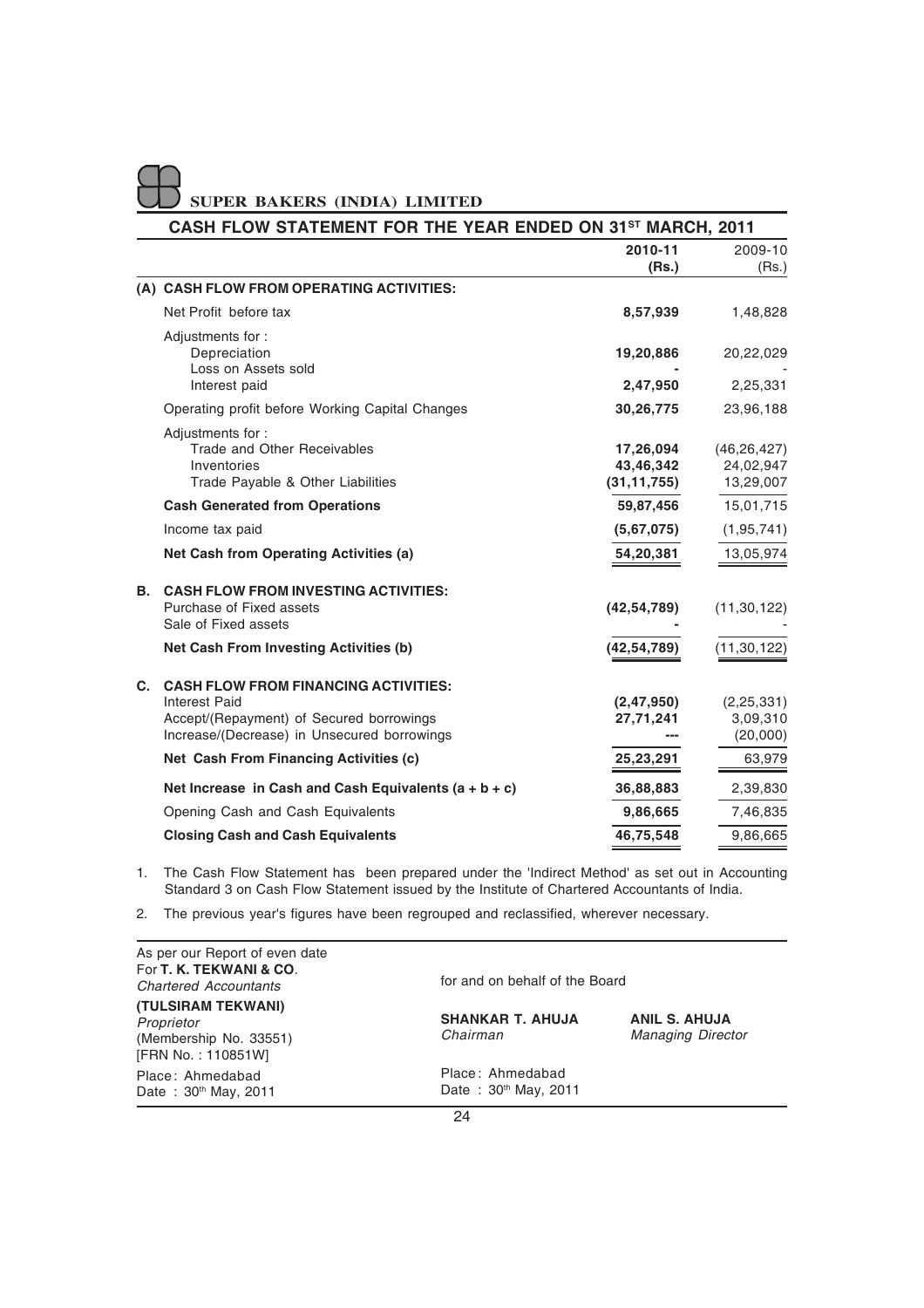# SUPER BAKERS (INDIA) LIMITED

## CASH FLOW STATEMENT FOR THE YEAR ENDED ON 31ST MARCH, 2011

| | | 2010-11 (Rs.) | 2009-10 (Rs.) |
|---|---|---|---|
| **(A)** | **CASH FLOW FROM OPERATING ACTIVITIES:** | | |
| | Net Profit before tax | **8,57,939** | 1,48,828 |
| | Adjustments for : | | |
| | Depreciation | **19,20,886** | 20,22,029 |
| | Loss on Assets sold | **-** | - |
| | Interest paid | **2,47,950** | 2,25,331 |
| | Operating profit before Working Capital Changes | **30,26,775** | 23,96,188 |
| | Adjustments for : | | |
| | Trade and Other Receivables | **17,26,094** | (46,26,427) |
| | Inventories | **43,46,342** | 24,02,947 |
| | Trade Payable & Other Liabilities | **(31,11,755)** | 13,29,007 |
| | **Cash Generated from Operations** | **59,87,456** | 15,01,715 |
| | Income tax paid | **(5,67,075)** | (1,95,741) |
| | **Net Cash from Operating Activities (a)** | **54,20,381** | 13,05,974 |
| **B.** | **CASH FLOW FROM INVESTING ACTIVITIES:** | | |
| | Purchase of Fixed assets | **(42,54,789)** | (11,30,122) |
| | Sale of Fixed assets | **-** | - |
| | **Net Cash From Investing Activities (b)** | **(42,54,789)** | (11,30,122) |
| **C.** | **CASH FLOW FROM FINANCING ACTIVITIES:** | | |
| | Interest Paid | **(2,47,950)** | (2,25,331) |
| | Accept/(Repayment) of Secured borrowings | **27,71,241** | 3,09,310 |
| | Increase/(Decrease) in Unsecured borrowings | **---** | (20,000) |
| | **Net Cash From Financing Activities (c)** | **25,23,291** | 63,979 |
| | **Net Increase in Cash and Cash Equivalents (a + b + c)** | **36,88,883** | 2,39,830 |
| | Opening Cash and Cash Equivalents | **9,86,665** | 7,46,835 |
| | **Closing Cash and Cash Equivalents** | **46,75,548** | 9,86,665 |

1. The Cash Flow Statement has been prepared under the 'Indirect Method' as set out in Accounting Standard 3 on Cash Flow Statement issued by the Institute of Chartered Accountants of India.

2. The previous year's figures have been regrouped and reclassified, wherever necessary.

As per our Report of even date
For **T. K. TEKWANI & CO.**
*Chartered Accountants*

**(TULSIRAM TEKWANI)**
*Proprietor*
(Membership No. 33551)
[FRN No. : 110851W]

Place: Ahmedabad
Date : 30th May, 2011

for and on behalf of the Board

**SHANKAR T. AHUJA**
*Chairman*

**ANIL S. AHUJA**
*Managing Director*

Place: Ahmedabad
Date : 30th May, 2011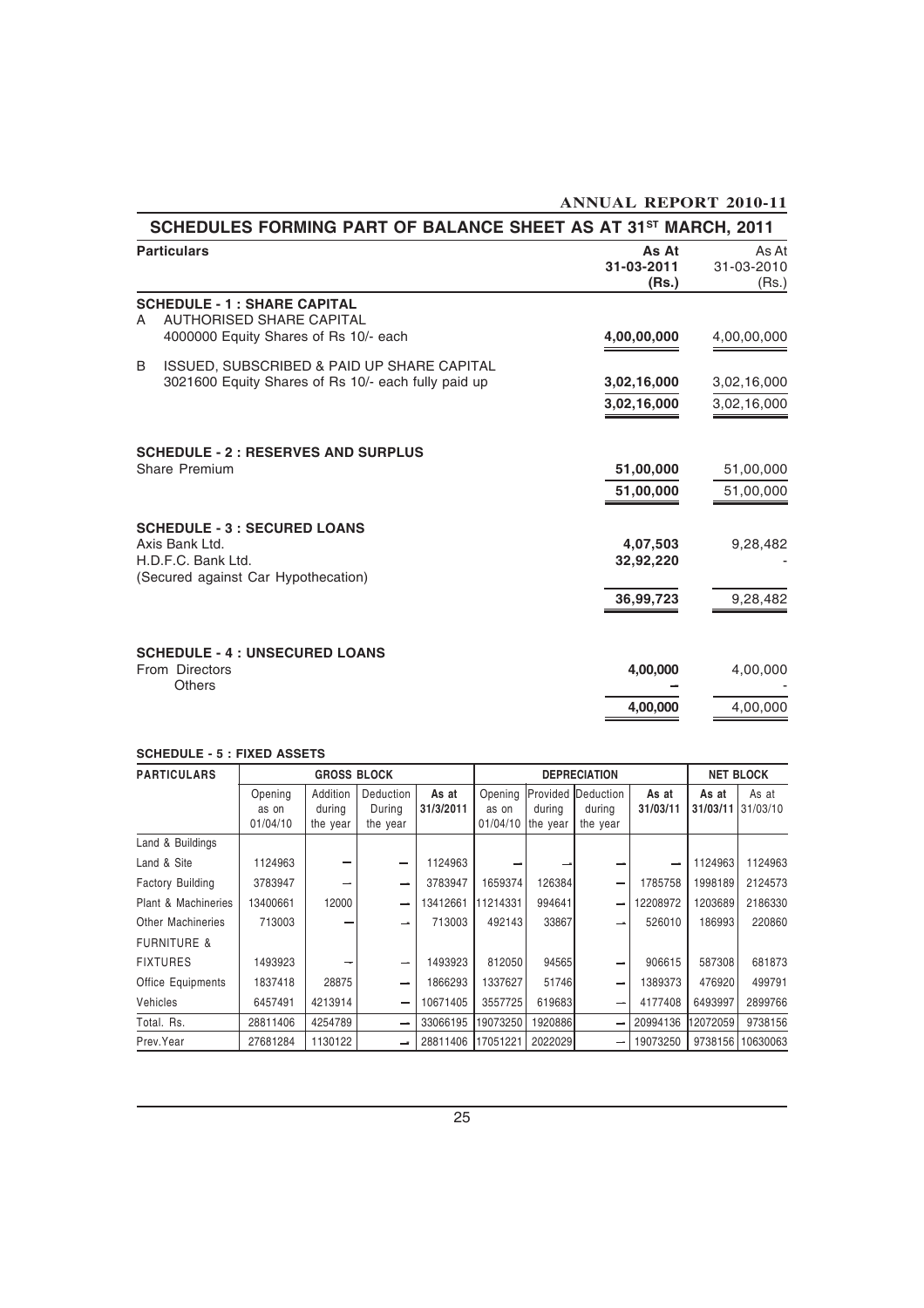## SCHEDULES FORMING PART OF BALANCE SHEET AS AT 31ST MARCH, 2011

| Particulars | As At 31-03-2011 (Rs.) | As At 31-03-2010 (Rs.) |
|---|---|---|
| **SCHEDULE - 1 : SHARE CAPITAL** | | |
| A AUTHORISED SHARE CAPITAL | | |
| 4000000 Equity Shares of Rs 10/- each | **4,00,00,000** | 4,00,00,000 |
| B ISSUED, SUBSCRIBED & PAID UP SHARE CAPITAL | | |
| 3021600 Equity Shares of Rs 10/- each fully paid up | **3,02,16,000** | 3,02,16,000 |
| | **3,02,16,000** | 3,02,16,000 |
| **SCHEDULE - 2 : RESERVES AND SURPLUS** | | |
| Share Premium | **51,00,000** | 51,00,000 |
| | **51,00,000** | 51,00,000 |
| **SCHEDULE - 3 : SECURED LOANS** | | |
| Axis Bank Ltd. | **4,07,503** | 9,28,482 |
| H.D.F.C. Bank Ltd. | **32,92,220** | - |
| (Secured against Car Hypothecation) | | |
| | **36,99,723** | 9,28,482 |
| **SCHEDULE - 4 : UNSECURED LOANS** | | |
| From Directors | **4,00,000** | 4,00,000 |
| Others | **–** | - |
| | **4,00,000** | 4,00,000 |

**SCHEDULE - 5 : FIXED ASSETS**

| PARTICULARS | GROSS BLOCK | | | | DEPRECIATION | | | | NET BLOCK | |
|---|---|---|---|---|---|---|---|---|---|---|
| | Opening as on 01/04/10 | Addition during the year | Deduction During the year | As at 31/3/2011 | Opening as on 01/04/10 | Provided during the year | Deduction during the year | As at 31/03/11 | As at 31/03/11 | As at 31/03/10 |
| Land & Buildings | | | | | | | | | | |
| Land & Site | 1124963 | – | – | 1124963 | – | – | – | – | 1124963 | 1124963 |
| Factory Building | 3783947 | – | – | 3783947 | 1659374 | 126384 | – | 1785758 | 1998189 | 2124573 |
| Plant & Machineries | 13400661 | 12000 | – | 13412661 | 11214331 | 994641 | – | 12208972 | 1203689 | 2186330 |
| Other Machineries | 713003 | – | – | 713003 | 492143 | 33867 | – | 526010 | 186993 | 220860 |
| FURNITURE & FIXTURES | 1493923 | – | – | 1493923 | 812050 | 94565 | – | 906615 | 587308 | 681873 |
| Office Equipments | 1837418 | 28875 | – | 1866293 | 1337627 | 51746 | – | 1389373 | 476920 | 499791 |
| Vehicles | 6457491 | 4213914 | – | 10671405 | 3557725 | 619683 | – | 4177408 | 6493997 | 2899766 |
| Total. Rs. | 28811406 | 4254789 | – | 33066195 | 19073250 | 1920886 | – | 20994136 | 12072059 | 9738156 |
| Prev.Year | 27681284 | 1130122 | – | 28811406 | 17051221 | 2022029 | – | 19073250 | 9738156 | 10630063 |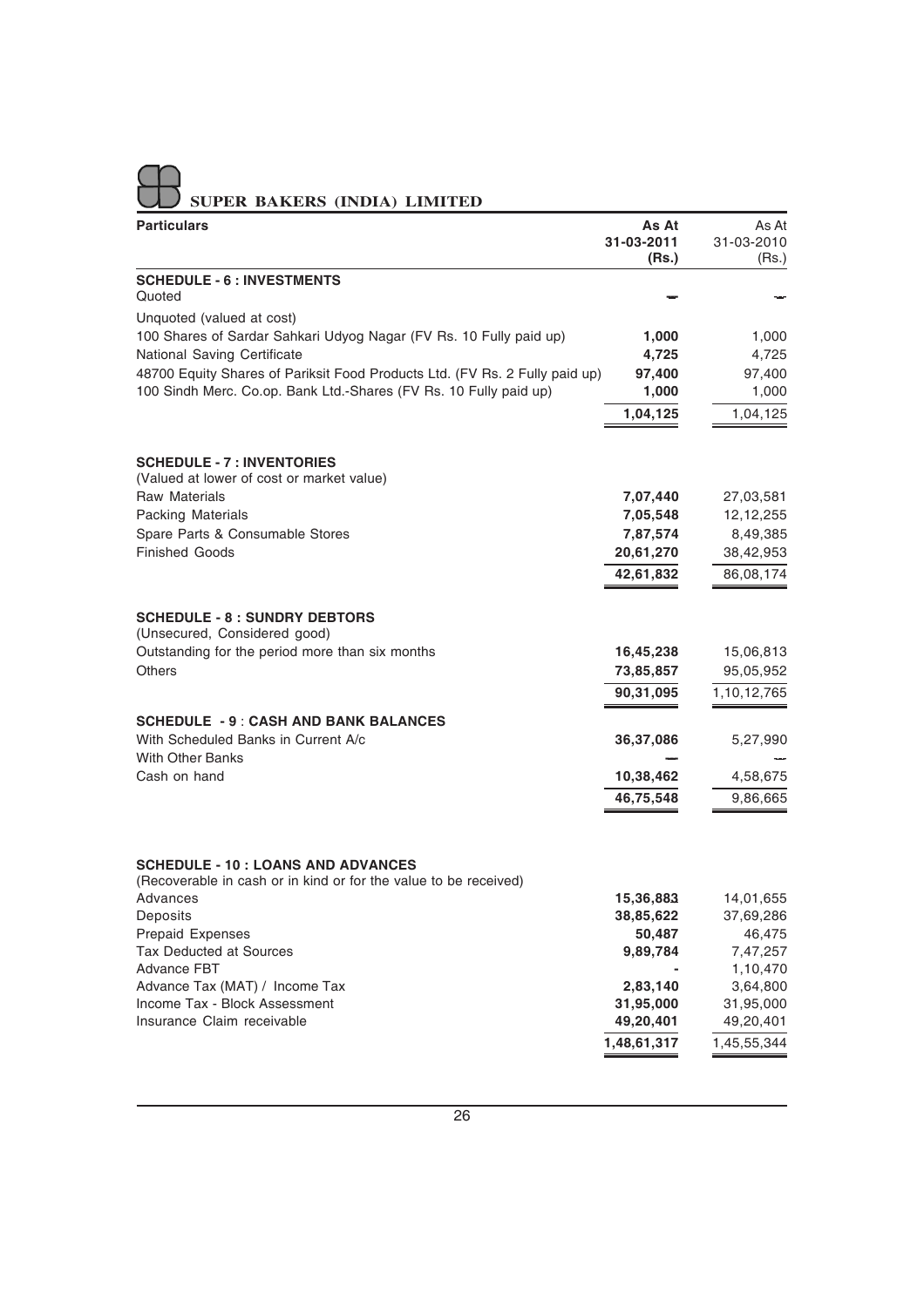## SUPER BAKERS (INDIA) LIMITED

| Particulars | As At 31-03-2011 (Rs.) | As At 31-03-2010 (Rs.) |
|---|---|---|
| **SCHEDULE - 6 : INVESTMENTS** | | |
| Quoted | — | — |
| Unquoted (valued at cost) | | |
| 100 Shares of Sardar Sahkari Udyog Nagar (FV Rs. 10 Fully paid up) | **1,000** | 1,000 |
| National Saving Certificate | **4,725** | 4,725 |
| 48700 Equity Shares of Pariksit Food Products Ltd. (FV Rs. 2 Fully paid up) | **97,400** | 97,400 |
| 100 Sindh Merc. Co.op. Bank Ltd.-Shares (FV Rs. 10 Fully paid up) | **1,000** | 1,000 |
| | **1,04,125** | 1,04,125 |
| **SCHEDULE - 7 : INVENTORIES** | | |
| (Valued at lower of cost or market value) | | |
| Raw Materials | **7,07,440** | 27,03,581 |
| Packing Materials | **7,05,548** | 12,12,255 |
| Spare Parts & Consumable Stores | **7,87,574** | 8,49,385 |
| Finished Goods | **20,61,270** | 38,42,953 |
| | **42,61,832** | 86,08,174 |
| **SCHEDULE - 8 : SUNDRY DEBTORS** | | |
| (Unsecured, Considered good) | | |
| Outstanding for the period more than six months | **16,45,238** | 15,06,813 |
| Others | **73,85,857** | 95,05,952 |
| | **90,31,095** | 1,10,12,765 |
| **SCHEDULE - 9 : CASH AND BANK BALANCES** | | |
| With Scheduled Banks in Current A/c | **36,37,086** | 5,27,990 |
| With Other Banks | — | — |
| Cash on hand | **10,38,462** | 4,58,675 |
| | **46,75,548** | 9,86,665 |
| **SCHEDULE - 10 : LOANS AND ADVANCES** | | |
| (Recoverable in cash or in kind or for the value to be received) | | |
| Advances | **15,36,883** | 14,01,655 |
| Deposits | **38,85,622** | 37,69,286 |
| Prepaid Expenses | **50,487** | 46,475 |
| Tax Deducted at Sources | **9,89,784** | 7,47,257 |
| Advance FBT | **-** | 1,10,470 |
| Advance Tax (MAT) / Income Tax | **2,83,140** | 3,64,800 |
| Income Tax - Block Assessment | **31,95,000** | 31,95,000 |
| Insurance Claim receivable | **49,20,401** | 49,20,401 |
| | **1,48,61,317** | 1,45,55,344 |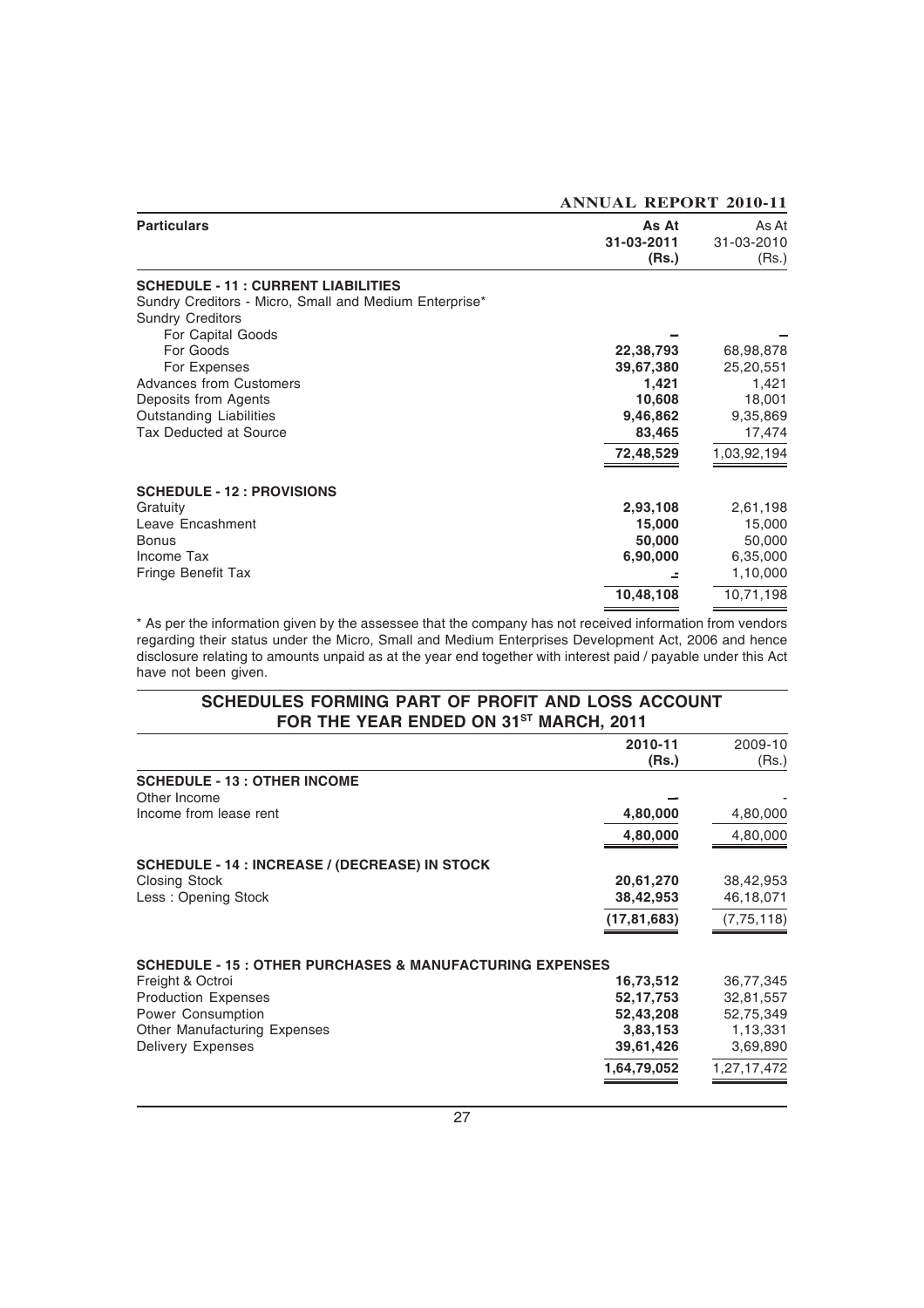| Particulars | As At 31-03-2011 (Rs.) | As At 31-03-2010 (Rs.) |
|---|---|---|
| **SCHEDULE - 11 : CURRENT LIABILITIES** | | |
| Sundry Creditors - Micro, Small and Medium Enterprise* | | |
| Sundry Creditors | | |
| For Capital Goods | – | – |
| For Goods | **22,38,793** | 68,98,878 |
| For Expenses | **39,67,380** | 25,20,551 |
| Advances from Customers | **1,421** | 1,421 |
| Deposits from Agents | **10,608** | 18,001 |
| Outstanding Liabilities | **9,46,862** | 9,35,869 |
| Tax Deducted at Source | **83,465** | 17,474 |
| | **72,48,529** | 1,03,92,194 |
| **SCHEDULE - 12 : PROVISIONS** | | |
| Gratuity | **2,93,108** | 2,61,198 |
| Leave Encashment | **15,000** | 15,000 |
| Bonus | **50,000** | 50,000 |
| Income Tax | **6,90,000** | 6,35,000 |
| Fringe Benefit Tax | **-** | 1,10,000 |
| | **10,48,108** | 10,71,198 |

* As per the information given by the assessee that the company has not received information from vendors regarding their status under the Micro, Small and Medium Enterprises Development Act, 2006 and hence disclosure relating to amounts unpaid as at the year end together with interest paid / payable under this Act have not been given.

## SCHEDULES FORMING PART OF PROFIT AND LOSS ACCOUNT FOR THE YEAR ENDED ON 31ST MARCH, 2011

| | 2010-11 (Rs.) | 2009-10 (Rs.) |
|---|---|---|
| **SCHEDULE - 13 : OTHER INCOME** | | |
| Other Income | – | - |
| Income from lease rent | **4,80,000** | 4,80,000 |
| | **4,80,000** | 4,80,000 |
| **SCHEDULE - 14 : INCREASE / (DECREASE) IN STOCK** | | |
| Closing Stock | **20,61,270** | 38,42,953 |
| Less : Opening Stock | **38,42,953** | 46,18,071 |
| | **(17,81,683)** | (7,75,118) |
| **SCHEDULE - 15 : OTHER PURCHASES & MANUFACTURING EXPENSES** | | |
| Freight & Octroi | **16,73,512** | 36,77,345 |
| Production Expenses | **52,17,753** | 32,81,557 |
| Power Consumption | **52,43,208** | 52,75,349 |
| Other Manufacturing Expenses | **3,83,153** | 1,13,331 |
| Delivery Expenses | **39,61,426** | 3,69,890 |
| | **1,64,79,052** | 1,27,17,472 |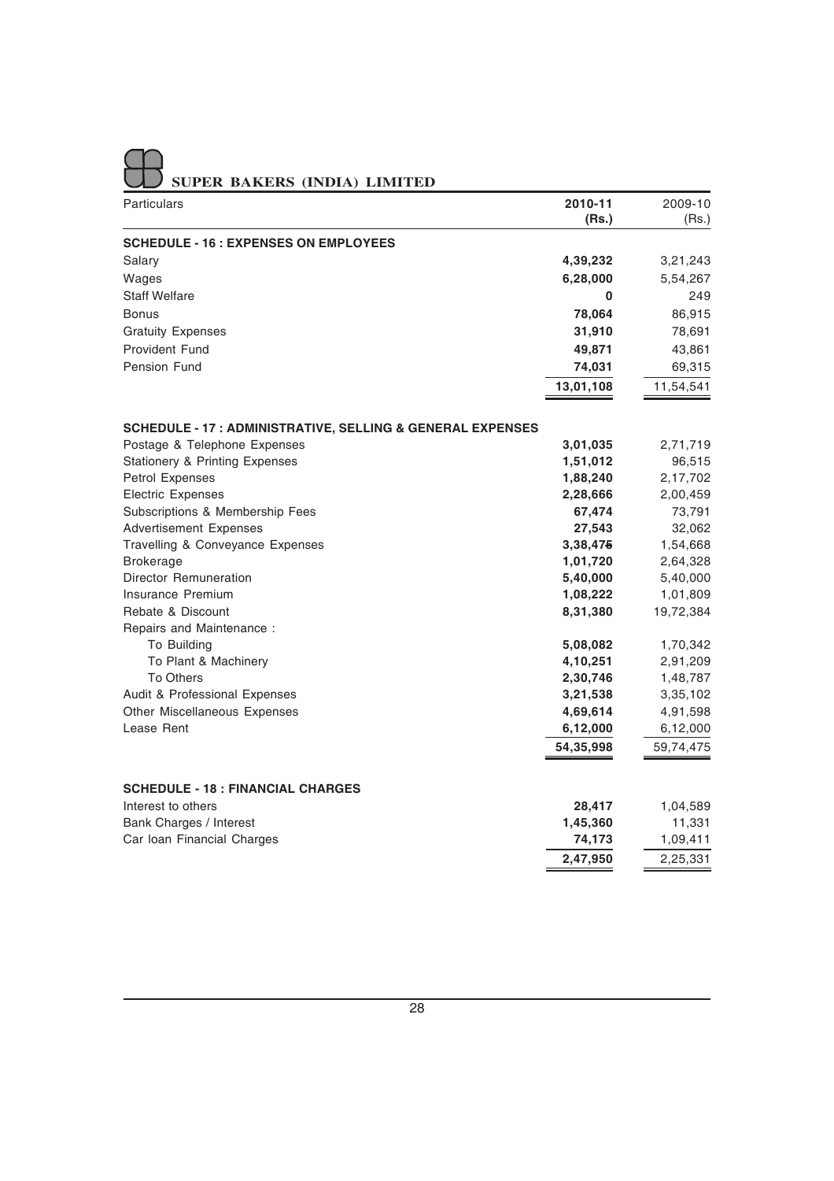| Particulars | 2010-11 (Rs.) | 2009-10 (Rs.) |
|---|---|---|
| **SCHEDULE - 16 : EXPENSES ON EMPLOYEES** | | |
| Salary | **4,39,232** | 3,21,243 |
| Wages | **6,28,000** | 5,54,267 |
| Staff Welfare | **0** | 249 |
| Bonus | **78,064** | 86,915 |
| Gratuity Expenses | **31,910** | 78,691 |
| Provident Fund | **49,871** | 43,861 |
| Pension Fund | **74,031** | 69,315 |
| | **13,01,108** | 11,54,541 |
| **SCHEDULE - 17 : ADMINISTRATIVE, SELLING & GENERAL EXPENSES** | | |
| Postage & Telephone Expenses | **3,01,035** | 2,71,719 |
| Stationery & Printing Expenses | **1,51,012** | 96,515 |
| Petrol Expenses | **1,88,240** | 2,17,702 |
| Electric Expenses | **2,28,666** | 2,00,459 |
| Subscriptions & Membership Fees | **67,474** | 73,791 |
| Advertisement Expenses | **27,543** | 32,062 |
| Travelling & Conveyance Expenses | **3,38,475** | 1,54,668 |
| Brokerage | **1,01,720** | 2,64,328 |
| Director Remuneration | **5,40,000** | 5,40,000 |
| Insurance Premium | **1,08,222** | 1,01,809 |
| Rebate & Discount | **8,31,380** | 19,72,384 |
| Repairs and Maintenance : | | |
| To Building | **5,08,082** | 1,70,342 |
| To Plant & Machinery | **4,10,251** | 2,91,209 |
| To Others | **2,30,746** | 1,48,787 |
| Audit & Professional Expenses | **3,21,538** | 3,35,102 |
| Other Miscellaneous Expenses | **4,69,614** | 4,91,598 |
| Lease Rent | **6,12,000** | 6,12,000 |
| | **54,35,998** | 59,74,475 |
| **SCHEDULE - 18 : FINANCIAL CHARGES** | | |
| Interest to others | **28,417** | 1,04,589 |
| Bank Charges / Interest | **1,45,360** | 11,331 |
| Car loan Financial Charges | **74,173** | 1,09,411 |
| | **2,47,950** | 2,25,331 |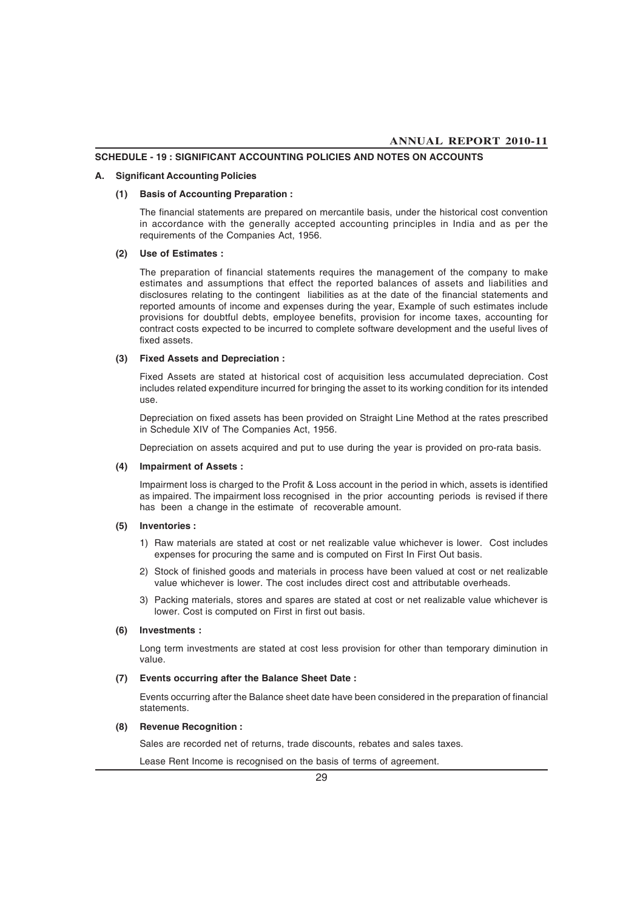## SCHEDULE - 19 : SIGNIFICANT ACCOUNTING POLICIES AND NOTES ON ACCOUNTS

### A. Significant Accounting Policies

**(1) Basis of Accounting Preparation :**

The financial statements are prepared on mercantile basis, under the historical cost convention in accordance with the generally accepted accounting principles in India and as per the requirements of the Companies Act, 1956.

**(2) Use of Estimates :**

The preparation of financial statements requires the management of the company to make estimates and assumptions that effect the reported balances of assets and liabilities and disclosures relating to the contingent liabilities as at the date of the financial statements and reported amounts of income and expenses during the year, Example of such estimates include provisions for doubtful debts, employee benefits, provision for income taxes, accounting for contract costs expected to be incurred to complete software development and the useful lives of fixed assets.

**(3) Fixed Assets and Depreciation :**

Fixed Assets are stated at historical cost of acquisition less accumulated depreciation. Cost includes related expenditure incurred for bringing the asset to its working condition for its intended use.

Depreciation on fixed assets has been provided on Straight Line Method at the rates prescribed in Schedule XIV of The Companies Act, 1956.

Depreciation on assets acquired and put to use during the year is provided on pro-rata basis.

**(4) Impairment of Assets :**

Impairment loss is charged to the Profit & Loss account in the period in which, assets is identified as impaired. The impairment loss recognised in the prior accounting periods is revised if there has been a change in the estimate of recoverable amount.

**(5) Inventories :**

1) Raw materials are stated at cost or net realizable value whichever is lower. Cost includes expenses for procuring the same and is computed on First In First Out basis.
2) Stock of finished goods and materials in process have been valued at cost or net realizable value whichever is lower. The cost includes direct cost and attributable overheads.
3) Packing materials, stores and spares are stated at cost or net realizable value whichever is lower. Cost is computed on First in first out basis.

**(6) Investments :**

Long term investments are stated at cost less provision for other than temporary diminution in value.

**(7) Events occurring after the Balance Sheet Date :**

Events occurring after the Balance sheet date have been considered in the preparation of financial statements.

**(8) Revenue Recognition :**

Sales are recorded net of returns, trade discounts, rebates and sales taxes.

Lease Rent Income is recognised on the basis of terms of agreement.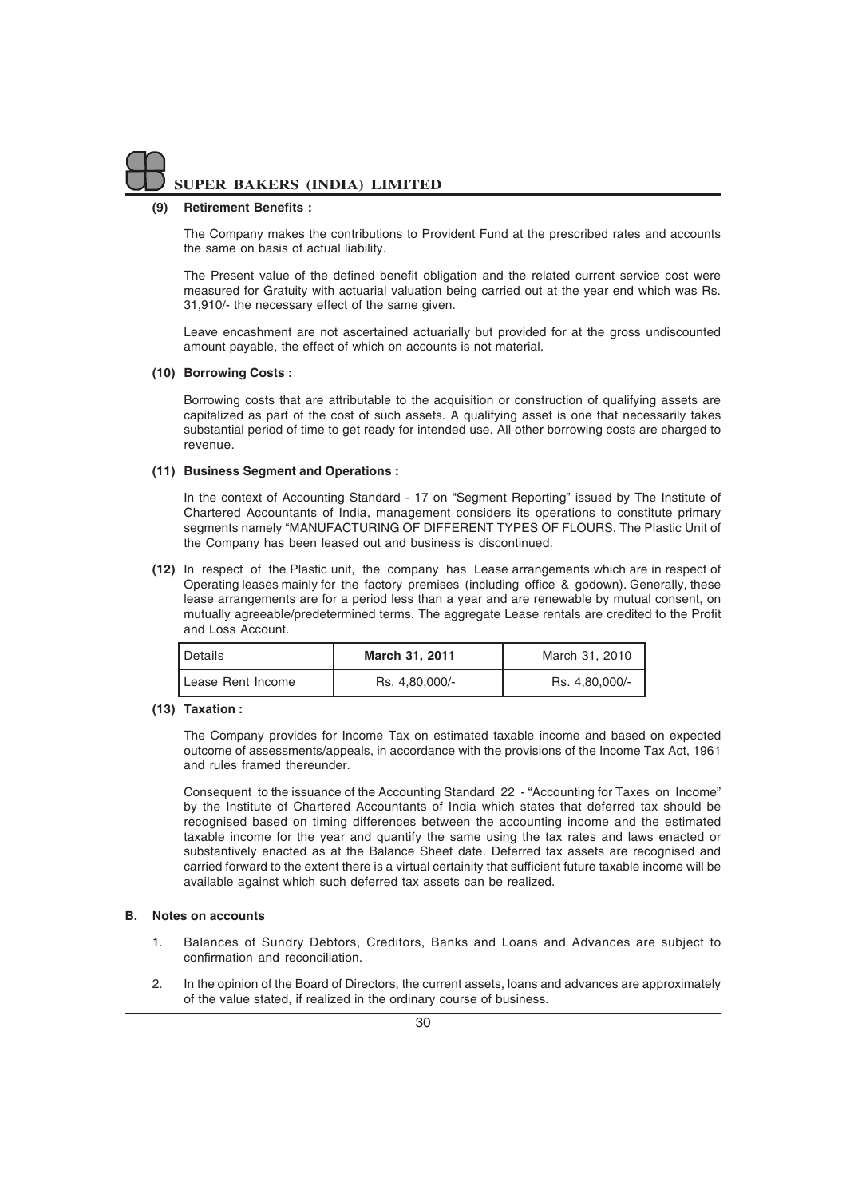**(9) Retirement Benefits :**

The Company makes the contributions to Provident Fund at the prescribed rates and accounts the same on basis of actual liability.

The Present value of the defined benefit obligation and the related current service cost were measured for Gratuity with actuarial valuation being carried out at the year end which was Rs. 31,910/- the necessary effect of the same given.

Leave encashment are not ascertained actuarially but provided for at the gross undiscounted amount payable, the effect of which on accounts is not material.

**(10) Borrowing Costs :**

Borrowing costs that are attributable to the acquisition or construction of qualifying assets are capitalized as part of the cost of such assets. A qualifying asset is one that necessarily takes substantial period of time to get ready for intended use. All other borrowing costs are charged to revenue.

**(11) Business Segment and Operations :**

In the context of Accounting Standard - 17 on "Segment Reporting" issued by The Institute of Chartered Accountants of India, management considers its operations to constitute primary segments namely "MANUFACTURING OF DIFFERENT TYPES OF FLOURS. The Plastic Unit of the Company has been leased out and business is discontinued.

**(12)** In respect of the Plastic unit, the company has Lease arrangements which are in respect of Operating leases mainly for the factory premises (including office & godown). Generally, these lease arrangements are for a period less than a year and are renewable by mutual consent, on mutually agreeable/predetermined terms. The aggregate Lease rentals are credited to the Profit and Loss Account.

| Details | **March 31, 2011** | March 31, 2010 |
|---|---|---|
| Lease Rent Income | Rs. 4,80,000/- | Rs. 4,80,000/- |

**(13) Taxation :**

The Company provides for Income Tax on estimated taxable income and based on expected outcome of assessments/appeals, in accordance with the provisions of the Income Tax Act, 1961 and rules framed thereunder.

Consequent to the issuance of the Accounting Standard 22 - "Accounting for Taxes on Income" by the Institute of Chartered Accountants of India which states that deferred tax should be recognised based on timing differences between the accounting income and the estimated taxable income for the year and quantify the same using the tax rates and laws enacted or substantively enacted as at the Balance Sheet date. Deferred tax assets are recognised and carried forward to the extent there is a virtual certainity that sufficient future taxable income will be available against which such deferred tax assets can be realized.

**B. Notes on accounts**

1. Balances of Sundry Debtors, Creditors, Banks and Loans and Advances are subject to confirmation and reconciliation.

2. In the opinion of the Board of Directors, the current assets, loans and advances are approximately of the value stated, if realized in the ordinary course of business.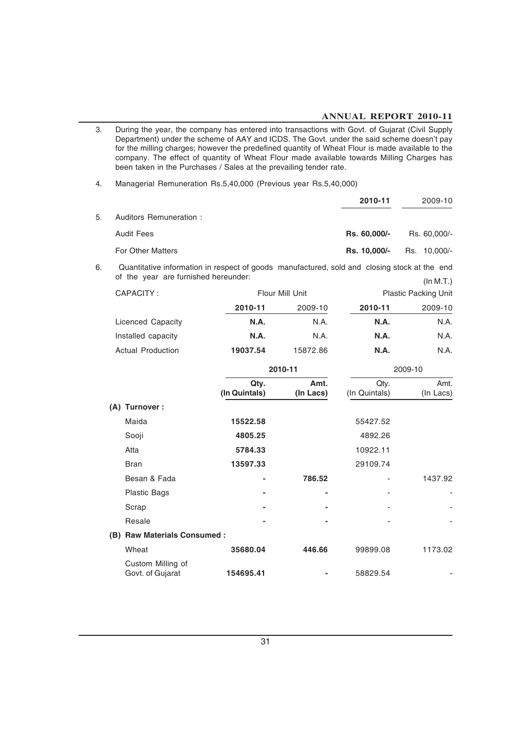3. During the year, the company has entered into transactions with Govt. of Gujarat (Civil Supply Department) under the scheme of AAY and ICDS. The Govt. under the said scheme doesn't pay for the milling charges; however the predefined quantity of Wheat Flour is made available to the company. The effect of quantity of Wheat Flour made available towards Milling Charges has been taken in the Purchases / Sales at the prevailing tender rate.

4. Managerial Remuneration Rs.5,40,000 (Previous year Rs.5,40,000)

| | **2010-11** | 2009-10 |
|---|---|---|
| 5. Auditors Remuneration : | | |
| Audit Fees | **Rs. 60,000/-** | Rs. 60,000/- |
| For Other Matters | **Rs. 10,000/-** | Rs. 10,000/- |

6. Quantitative information in respect of goods manufactured, sold and closing stock at the end of the year are furnished hereunder:

(In M.T.)

| CAPACITY : | Flour Mill Unit | | Plastic Packing Unit | |
|---|---|---|---|---|
| | **2010-11** | 2009-10 | **2010-11** | 2009-10 |
| Licenced Capacity | **N.A.** | N.A. | **N.A.** | N.A. |
| Installed capacity | **N.A.** | N.A. | **N.A.** | N.A. |
| Actual Production | **19037.54** | 15872.86 | **N.A.** | N.A. |

| | **2010-11** | | 2009-10 | |
|---|---|---|---|---|
| | **Qty. (In Quintals)** | **Amt. (In Lacs)** | Qty. (In Quintals) | Amt. (In Lacs) |
| **(A) Turnover :** | | | | |
| Maida | **15522.58** | | 55427.52 | |
| Sooji | **4805.25** | | 4892.26 | |
| Atta | **5784.33** | | 10922.11 | |
| Bran | **13597.33** | | 29109.74 | |
| Besan & Fada | **-** | **786.52** | - | 1437.92 |
| Plastic Bags | **-** | **-** | - | - |
| Scrap | **-** | **-** | - | - |
| Resale | **-** | **-** | - | - |
| **(B) Raw Materials Consumed :** | | | | |
| Wheat | **35680.04** | **446.66** | 99899.08 | 1173.02 |
| Custom Milling of Govt. of Gujarat | **154695.41** | **-** | 58829.54 | - |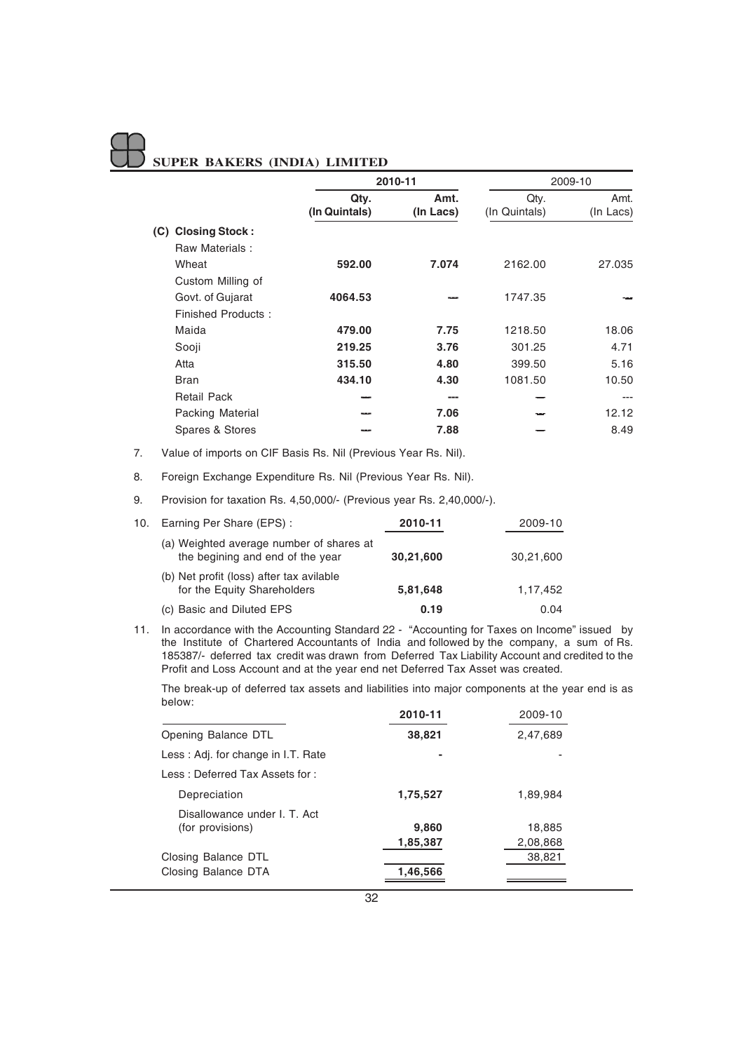| | 2010-11 | | 2009-10 | |
|---|---|---|---|---|
| | **Qty. (In Quintals)** | **Amt. (In Lacs)** | Qty. (In Quintals) | Amt. (In Lacs) |
| **(C) Closing Stock :** | | | | |
| Raw Materials : | | | | |
| Wheat | **592.00** | **7.074** | 2162.00 | 27.035 |
| Custom Milling of Govt. of Gujarat | **4064.53** | — | 1747.35 | — |
| Finished Products : | | | | |
| Maida | **479.00** | **7.75** | 1218.50 | 18.06 |
| Sooji | **219.25** | **3.76** | 301.25 | 4.71 |
| Atta | **315.50** | **4.80** | 399.50 | 5.16 |
| Bran | **434.10** | **4.30** | 1081.50 | 10.50 |
| Retail Pack | — | --- | — | --- |
| Packing Material | — | **7.06** | — | 12.12 |
| Spares & Stores | — | **7.88** | — | 8.49 |

7. Value of imports on CIF Basis Rs. Nil (Previous Year Rs. Nil).

8. Foreign Exchange Expenditure Rs. Nil (Previous Year Rs. Nil).

9. Provision for taxation Rs. 4,50,000/- (Previous year Rs. 2,40,000/-).

10. Earning Per Share (EPS) :

| | **2010-11** | 2009-10 |
|---|---|---|
| (a) Weighted average number of shares at the begining and end of the year | **30,21,600** | 30,21,600 |
| (b) Net profit (loss) after tax avilable for the Equity Shareholders | **5,81,648** | 1,17,452 |
| (c) Basic and Diluted EPS | **0.19** | 0.04 |

11. In accordance with the Accounting Standard 22 - "Accounting for Taxes on Income" issued by the Institute of Chartered Accountants of India and followed by the company, a sum of Rs. 185387/- deferred tax credit was drawn from Deferred Tax Liability Account and credited to the Profit and Loss Account and at the year end net Deferred Tax Asset was created.

    The break-up of deferred tax assets and liabilities into major components at the year end is as below:

| | **2010-11** | 2009-10 |
|---|---|---|
| Opening Balance DTL | **38,821** | 2,47,689 |
| Less : Adj. for change in I.T. Rate | - | - |
| Less : Deferred Tax Assets for : | | |
| Depreciation | **1,75,527** | 1,89,984 |
| Disallowance under I. T. Act (for provisions) | **9,860** | 18,885 |
| | **1,85,387** | 2,08,868 |
| Closing Balance DTL | | 38,821 |
| Closing Balance DTA | **1,46,566** | |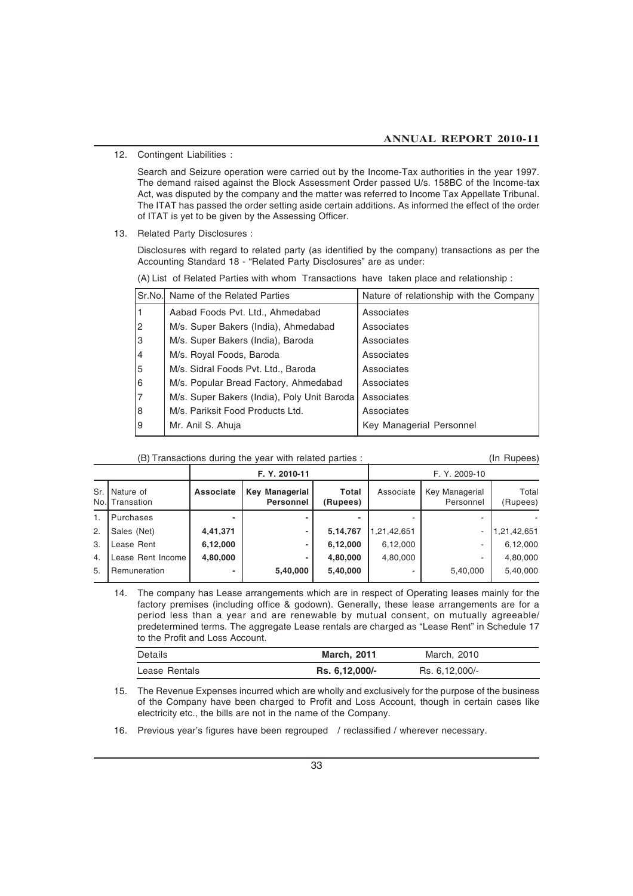12. Contingent Liabilities :

    Search and Seizure operation were carried out by the Income-Tax authorities in the year 1997. The demand raised against the Block Assessment Order passed U/s. 158BC of the Income-tax Act, was disputed by the company and the matter was referred to Income Tax Appellate Tribunal. The ITAT has passed the order setting aside certain additions. As informed the effect of the order of ITAT is yet to be given by the Assessing Officer.

13. Related Party Disclosures :

    Disclosures with regard to related party (as identified by the company) transactions as per the Accounting Standard 18 - "Related Party Disclosures" are as under:

    (A) List of Related Parties with whom Transactions have taken place and relationship :

| Sr.No. | Name of the Related Parties | Nature of relationship with the Company |
|---|---|---|
| 1 | Aabad Foods Pvt. Ltd., Ahmedabad | Associates |
| 2 | M/s. Super Bakers (India), Ahmedabad | Associates |
| 3 | M/s. Super Bakers (India), Baroda | Associates |
| 4 | M/s. Royal Foods, Baroda | Associates |
| 5 | M/s. Sidral Foods Pvt. Ltd., Baroda | Associates |
| 6 | M/s. Popular Bread Factory, Ahmedabad | Associates |
| 7 | M/s. Super Bakers (India), Poly Unit Baroda | Associates |
| 8 | M/s. Pariksit Food Products Ltd. | Associates |
| 9 | Mr. Anil S. Ahuja | Key Managerial Personnel |

    (B) Transactions during the year with related parties : (In Rupees)

| Sr. No. | Nature of Transation | F. Y. 2010-11 | | | F. Y. 2009-10 | | |
|---|---|---|---|---|---|---|---|
| | | **Associate** | **Key Managerial Personnel** | **Total (Rupees)** | Associate | Key Managerial Personnel | Total (Rupees) |
| 1. | Purchases | - | - | - | - | - | - |
| 2. | Sales (Net) | **4,41,371** | - | **5,14,767** | 1,21,42,651 | - | 1,21,42,651 |
| 3. | Lease Rent | **6,12,000** | - | **6,12,000** | 6,12,000 | - | 6,12,000 |
| 4. | Lease Rent Income | **4,80,000** | - | **4,80,000** | 4,80,000 | - | 4,80,000 |
| 5. | Remuneration | - | **5,40,000** | **5,40,000** | - | 5,40,000 | 5,40,000 |

14. The company has Lease arrangements which are in respect of Operating leases mainly for the factory premises (including office & godown). Generally, these lease arrangements are for a period less than a year and are renewable by mutual consent, on mutually agreeable/ predetermined terms. The aggregate Lease rentals are charged as "Lease Rent" in Schedule 17 to the Profit and Loss Account.

| Details | **March, 2011** | March, 2010 |
|---|---|---|
| Lease Rentals | **Rs. 6,12,000/-** | Rs. 6,12,000/- |

15. The Revenue Expenses incurred which are wholly and exclusively for the purpose of the business of the Company have been charged to Profit and Loss Account, though in certain cases like electricity etc., the bills are not in the name of the Company.

16. Previous year's figures have been regrouped / reclassified / wherever necessary.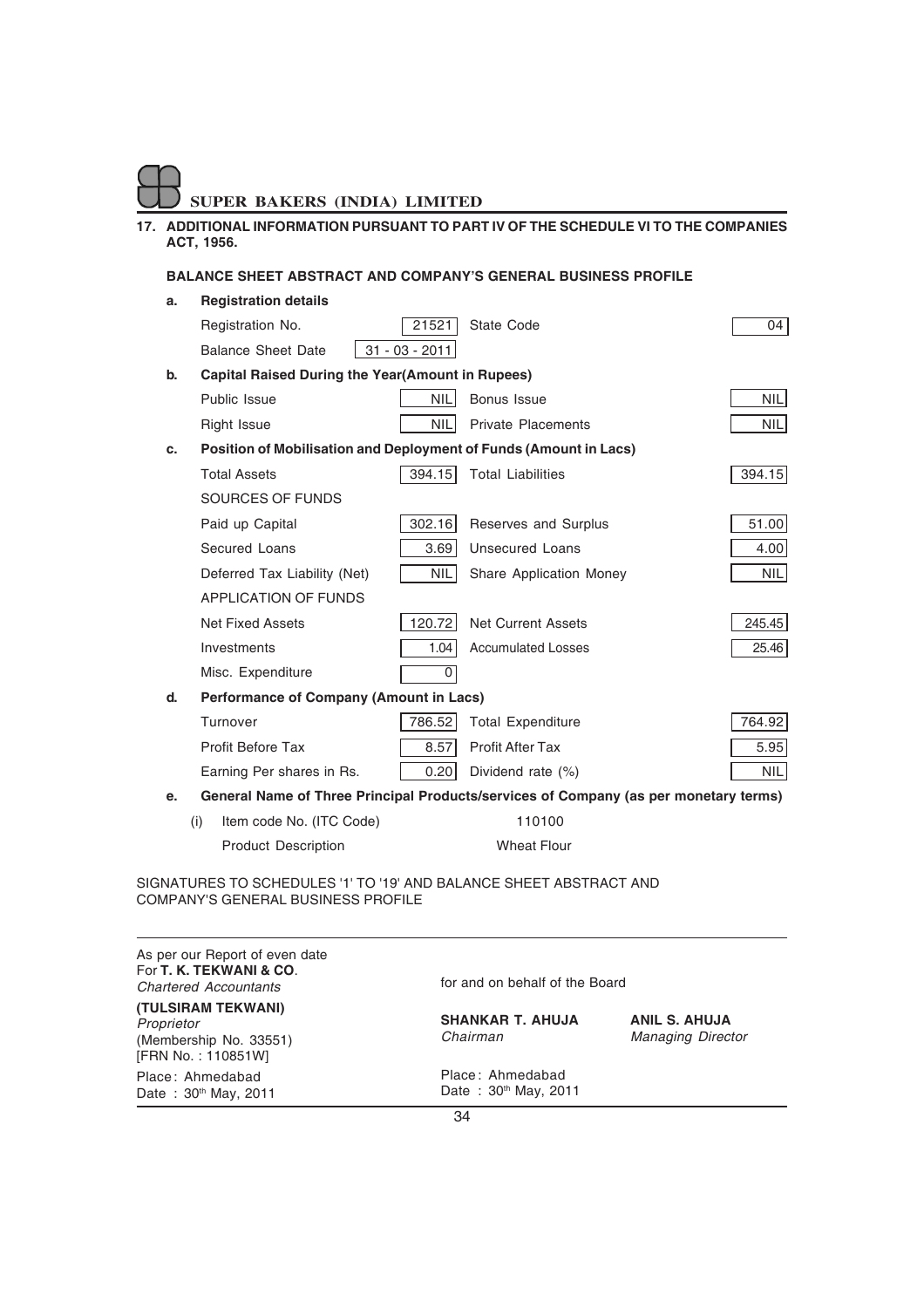**17. ADDITIONAL INFORMATION PURSUANT TO PART IV OF THE SCHEDULE VI TO THE COMPANIES ACT, 1956.**

**BALANCE SHEET ABSTRACT AND COMPANY'S GENERAL BUSINESS PROFILE**

**a. Registration details**

| | | | |
|---|---|---|---|
| Registration No. | 21521 | State Code | 04 |
| Balance Sheet Date | 31 - 03 - 2011 | | |

**b. Capital Raised During the Year(Amount in Rupees)**

| | | | |
|---|---|---|---|
| Public Issue | NIL | Bonus Issue | NIL |
| Right Issue | NIL | Private Placements | NIL |

**c. Position of Mobilisation and Deployment of Funds (Amount in Lacs)**

| | | | |
|---|---|---|---|
| Total Assets | 394.15 | Total Liabilities | 394.15 |
| SOURCES OF FUNDS | | | |
| Paid up Capital | 302.16 | Reserves and Surplus | 51.00 |
| Secured Loans | 3.69 | Unsecured Loans | 4.00 |
| Deferred Tax Liability (Net) | NIL | Share Application Money | NIL |
| APPLICATION OF FUNDS | | | |
| Net Fixed Assets | 120.72 | Net Current Assets | 245.45 |
| Investments | 1.04 | Accumulated Losses | 25.46 |
| Misc. Expenditure | 0 | | |

**d. Performance of Company (Amount in Lacs)**

| | | | |
|---|---|---|---|
| Turnover | 786.52 | Total Expenditure | 764.92 |
| Profit Before Tax | 8.57 | Profit After Tax | 5.95 |
| Earning Per shares in Rs. | 0.20 | Dividend rate (%) | NIL |

**e. General Name of Three Principal Products/services of Company (as per monetary terms)**

| | |
|---|---|
| (i) Item code No. (ITC Code) | 110100 |
| Product Description | Wheat Flour |

SIGNATURES TO SCHEDULES '1' TO '19' AND BALANCE SHEET ABSTRACT AND COMPANY'S GENERAL BUSINESS PROFILE

As per our Report of even date
For **T. K. TEKWANI & CO**.
*Chartered Accountants*

**(TULSIRAM TEKWANI)**
*Proprietor*
(Membership No. 33551)
[FRN No. : 110851W]

Place: Ahmedabad
Date : 30th May, 2011

for and on behalf of the Board

**SHANKAR T. AHUJA**
*Chairman*

**ANIL S. AHUJA**
*Managing Director*

Place: Ahmedabad
Date : 30th May, 2011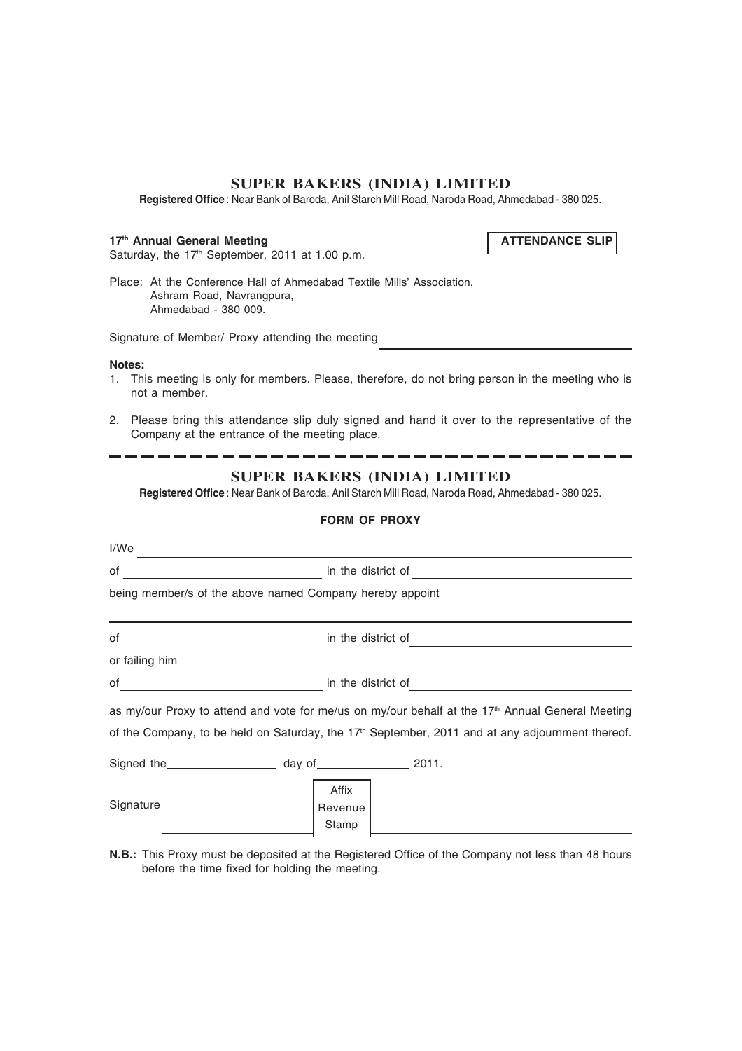# SUPER BAKERS (INDIA) LIMITED

**Registered Office** : Near Bank of Baroda, Anil Starch Mill Road, Naroda Road, Ahmedabad - 380 025.

**17th Annual General Meeting**

Saturday, the 17th September, 2011 at 1.00 p.m.

**ATTENDANCE SLIP**

Place: At the Conference Hall of Ahmedabad Textile Mills' Association,
Ashram Road, Navrangpura,
Ahmedabad - 380 009.

Signature of Member/ Proxy attending the meeting ______________________

**Notes:**

1. This meeting is only for members. Please, therefore, do not bring person in the meeting who is not a member.
2. Please bring this attendance slip duly signed and hand it over to the representative of the Company at the entrance of the meeting place.

---

# SUPER BAKERS (INDIA) LIMITED

**Registered Office** : Near Bank of Baroda, Anil Starch Mill Road, Naroda Road, Ahmedabad - 380 025.

**FORM OF PROXY**

I/We ______________________________________________

of ______________________ in the district of ______________________

being member/s of the above named Company hereby appoint ______________________

______________________________________________

of ______________________ in the district of ______________________

or failing him ______________________________________________

of ______________________ in the district of ______________________

as my/our Proxy to attend and vote for me/us on my/our behalf at the 17th Annual General Meeting of the Company, to be held on Saturday, the 17th September, 2011 and at any adjournment thereof.

Signed the ______________ day of ______________ 2011.

Signature ______________ Affix Revenue Stamp

**N.B.:** This Proxy must be deposited at the Registered Office of the Company not less than 48 hours before the time fixed for holding the meeting.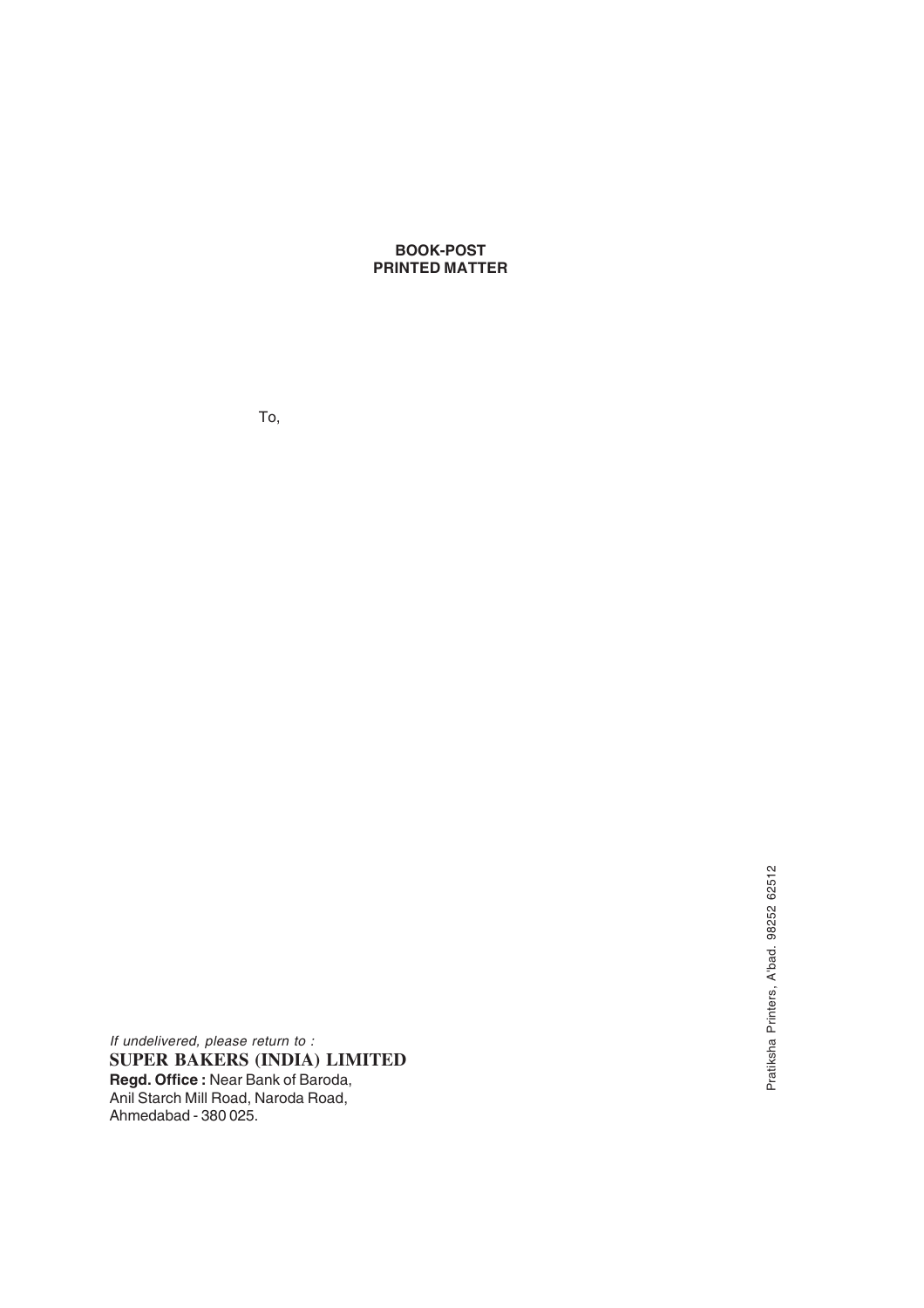**BOOK-POST**
**PRINTED MATTER**

To,

*If undelivered, please return to :*

**SUPER BAKERS (INDIA) LIMITED**

**Regd. Office :** Near Bank of Baroda,
Anil Starch Mill Road, Naroda Road,
Ahmedabad - 380 025.

Pratiksha Printers, A'bad. 98252 62512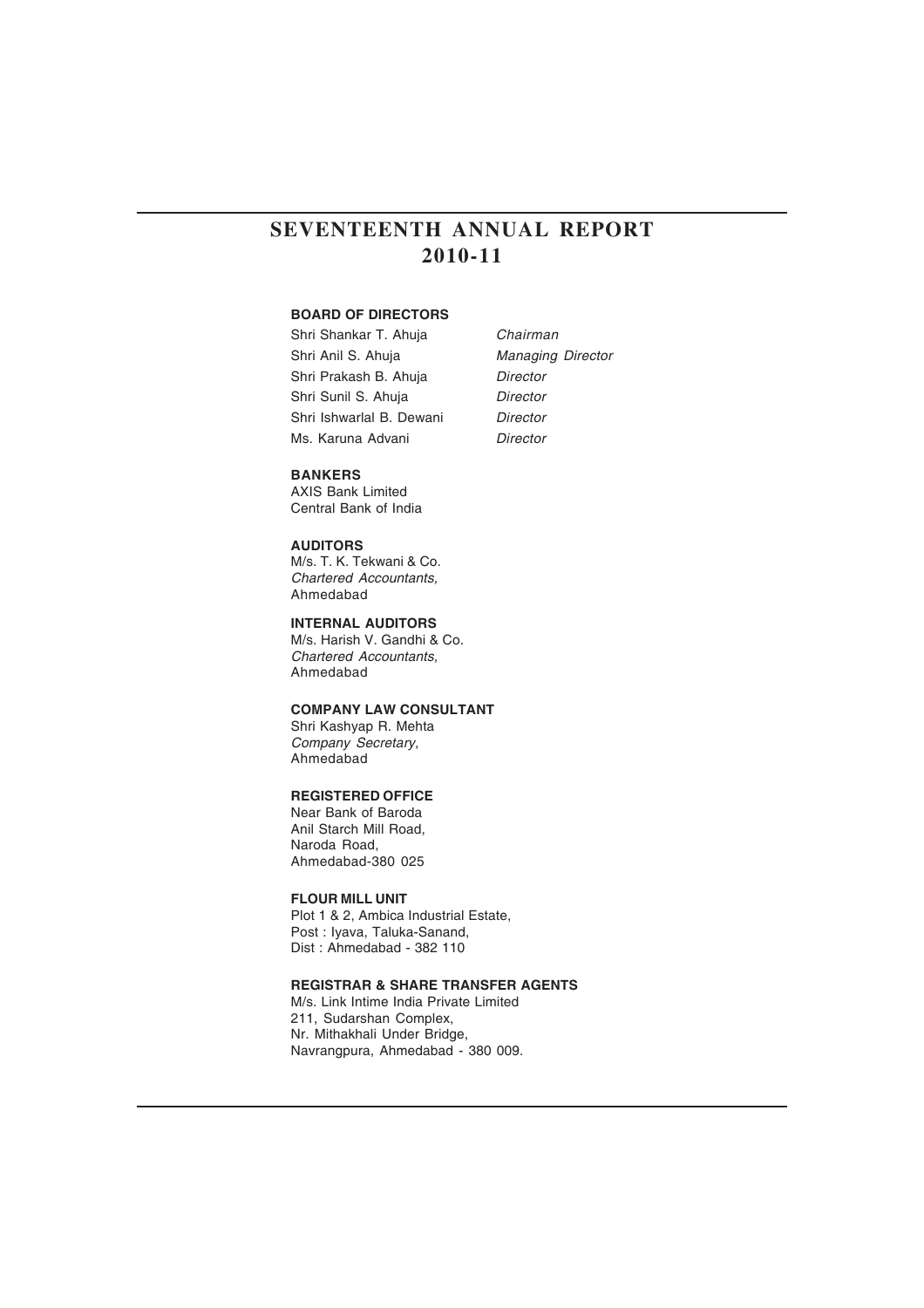# SEVENTEENTH ANNUAL REPORT 2010-11

**BOARD OF DIRECTORS**

| | |
|---|---|
| Shri Shankar T. Ahuja | *Chairman* |
| Shri Anil S. Ahuja | *Managing Director* |
| Shri Prakash B. Ahuja | *Director* |
| Shri Sunil S. Ahuja | *Director* |
| Shri Ishwarlal B. Dewani | *Director* |
| Ms. Karuna Advani | *Director* |

**BANKERS**

AXIS Bank Limited
Central Bank of India

**AUDITORS**

M/s. T. K. Tekwani & Co.
*Chartered Accountants,*
Ahmedabad

**INTERNAL AUDITORS**

M/s. Harish V. Gandhi & Co.
*Chartered Accountants,*
Ahmedabad

**COMPANY LAW CONSULTANT**

Shri Kashyap R. Mehta
*Company Secretary,*
Ahmedabad

**REGISTERED OFFICE**

Near Bank of Baroda
Anil Starch Mill Road,
Naroda Road,
Ahmedabad-380 025

**FLOUR MILL UNIT**

Plot 1 & 2, Ambica Industrial Estate,
Post : Iyava, Taluka-Sanand,
Dist : Ahmedabad - 382 110

**REGISTRAR & SHARE TRANSFER AGENTS**

M/s. Link Intime India Private Limited
211, Sudarshan Complex,
Nr. Mithakhali Under Bridge,
Navrangpura, Ahmedabad - 380 009.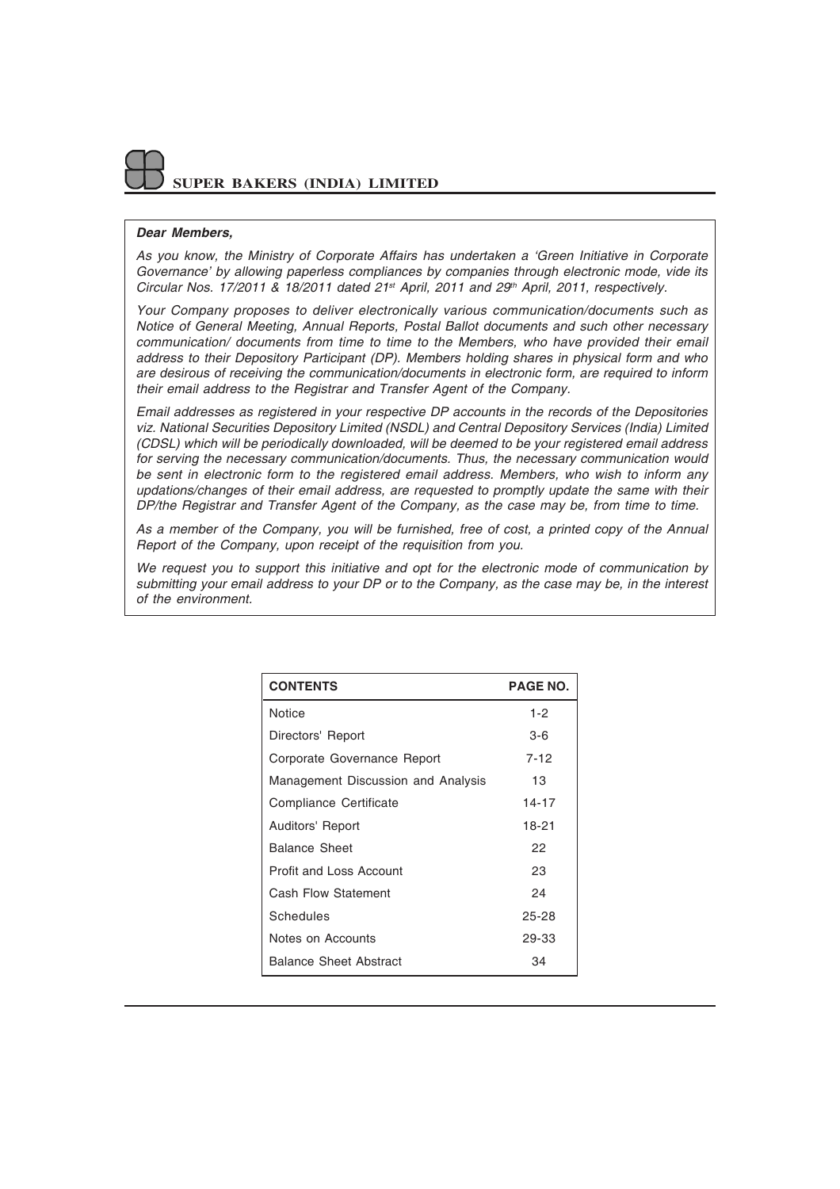# SUPER BAKERS (INDIA) LIMITED

***Dear Members,***

*As you know, the Ministry of Corporate Affairs has undertaken a 'Green Initiative in Corporate Governance' by allowing paperless compliances by companies through electronic mode, vide its Circular Nos. 17/2011 & 18/2011 dated 21st April, 2011 and 29th April, 2011, respectively.*

*Your Company proposes to deliver electronically various communication/documents such as Notice of General Meeting, Annual Reports, Postal Ballot documents and such other necessary communication/ documents from time to time to the Members, who have provided their email address to their Depository Participant (DP). Members holding shares in physical form and who are desirous of receiving the communication/documents in electronic form, are required to inform their email address to the Registrar and Transfer Agent of the Company.*

*Email addresses as registered in your respective DP accounts in the records of the Depositories viz. National Securities Depository Limited (NSDL) and Central Depository Services (India) Limited (CDSL) which will be periodically downloaded, will be deemed to be your registered email address for serving the necessary communication/documents. Thus, the necessary communication would be sent in electronic form to the registered email address. Members, who wish to inform any updations/changes of their email address, are requested to promptly update the same with their DP/the Registrar and Transfer Agent of the Company, as the case may be, from time to time.*

*As a member of the Company, you will be furnished, free of cost, a printed copy of the Annual Report of the Company, upon receipt of the requisition from you.*

*We request you to support this initiative and opt for the electronic mode of communication by submitting your email address to your DP or to the Company, as the case may be, in the interest of the environment.*

| CONTENTS | PAGE NO. |
| --- | --- |
| Notice | 1-2 |
| Directors' Report | 3-6 |
| Corporate Governance Report | 7-12 |
| Management Discussion and Analysis | 13 |
| Compliance Certificate | 14-17 |
| Auditors' Report | 18-21 |
| Balance Sheet | 22 |
| Profit and Loss Account | 23 |
| Cash Flow Statement | 24 |
| Schedules | 25-28 |
| Notes on Accounts | 29-33 |
| Balance Sheet Abstract | 34 |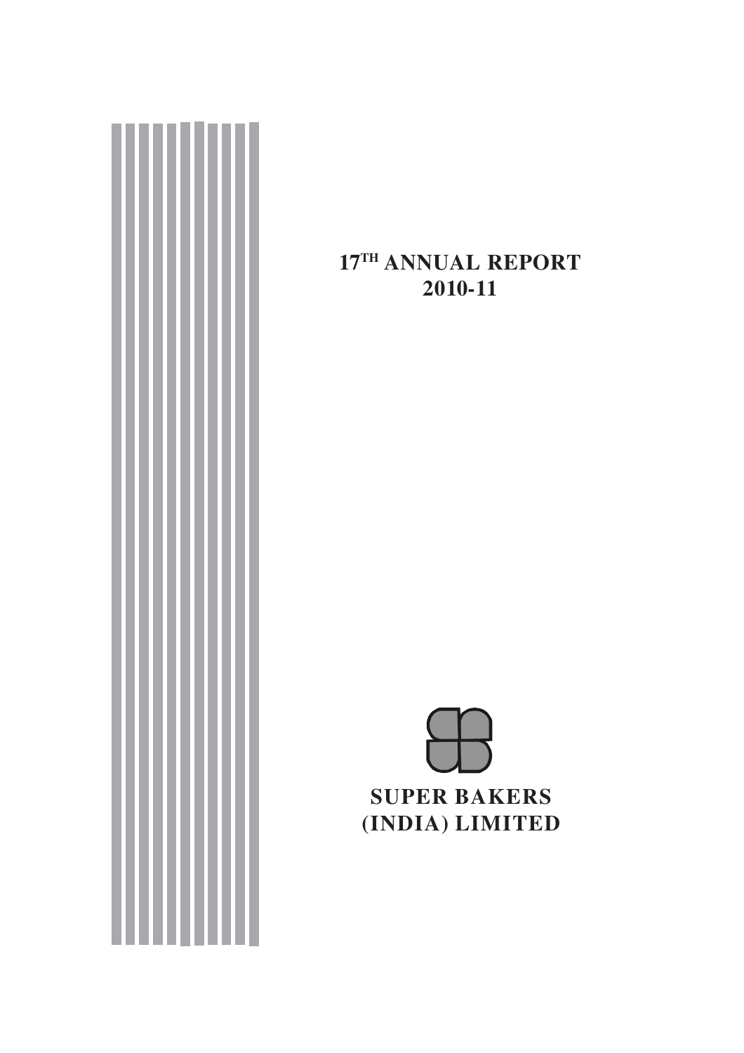# 17[TH] ANNUAL REPORT
# 2010-11

# SUPER BAKERS
# (INDIA) LIMITED